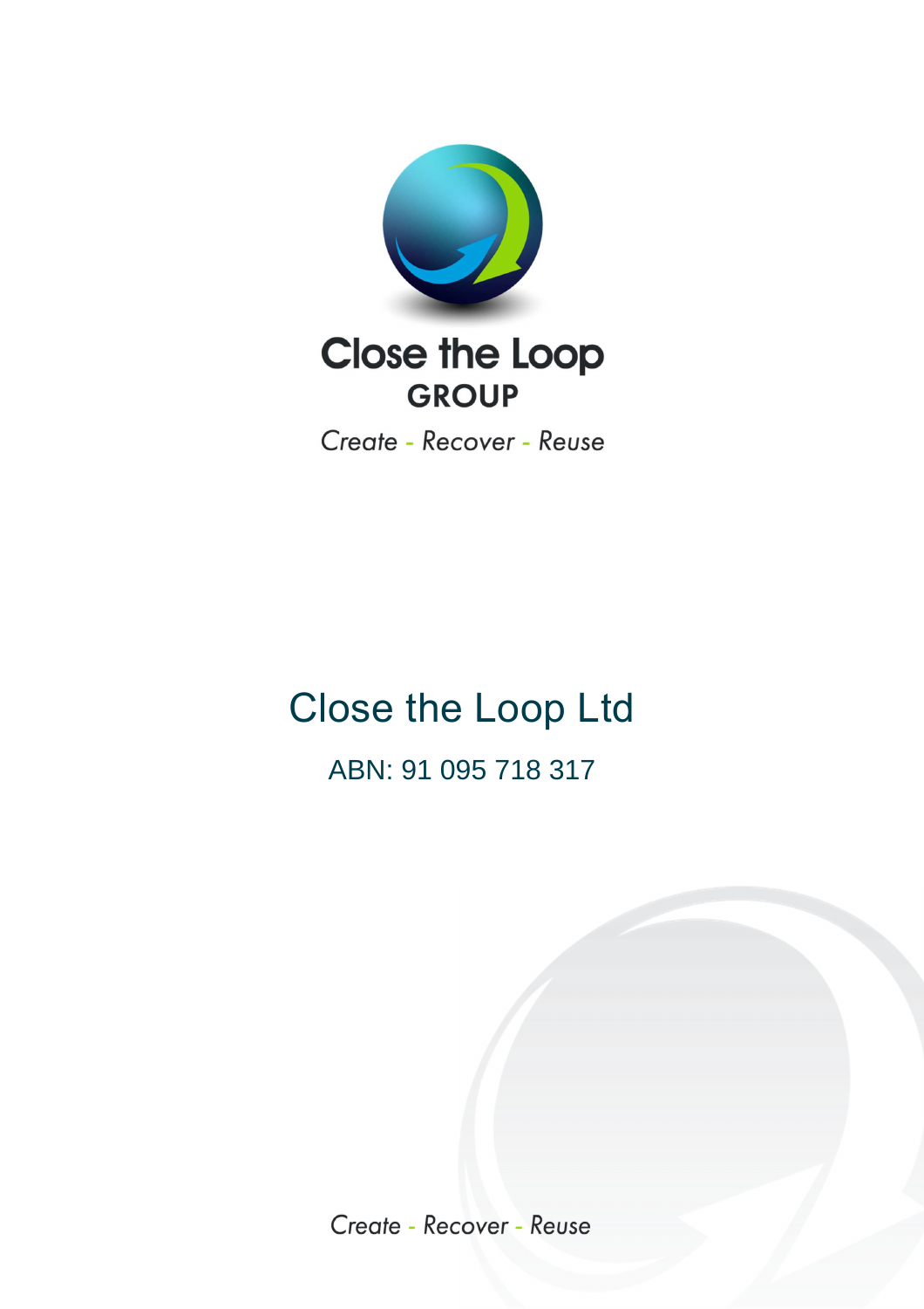Close the Loop

GROUP

*Create - Recover - Reuse*

# Close the Loop Ltd

ABN: 91 095 718 317

*Create - Recover - Reuse*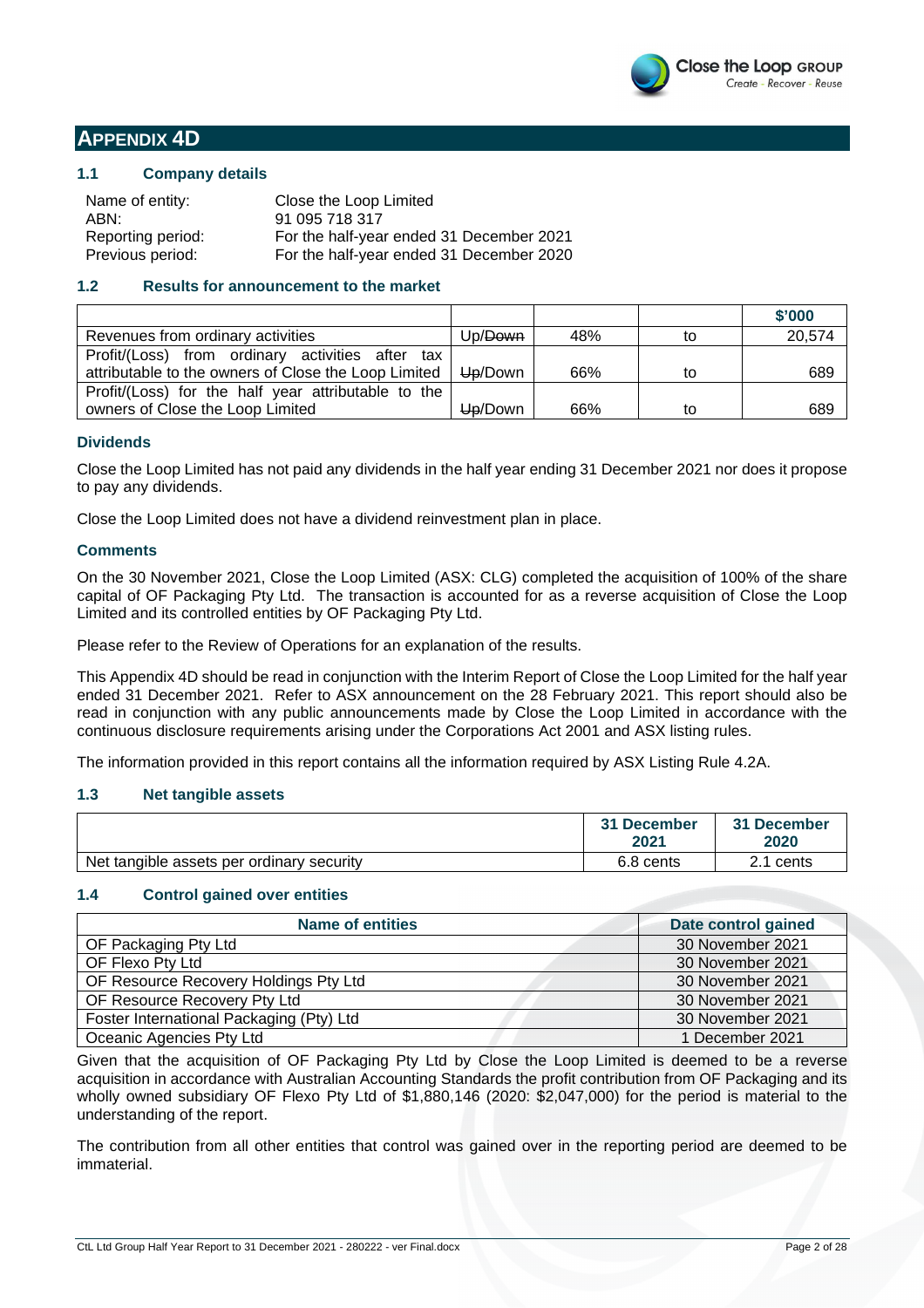# APPENDIX 4D

## 1.1 Company details

| | |
|---|---|
| Name of entity: | Close the Loop Limited |
| ABN: | 91 095 718 317 |
| Reporting period: | For the half-year ended 31 December 2021 |
| Previous period: | For the half-year ended 31 December 2020 |

## 1.2 Results for announcement to the market

| | | | | $'000 |
|---|---|---|---|---|
| Revenues from ordinary activities | Up/~~Down~~ | 48% | to | 20,574 |
| Profit/(Loss) from ordinary activities after tax attributable to the owners of Close the Loop Limited | ~~Up~~/Down | 66% | to | 689 |
| Profit/(Loss) for the half year attributable to the owners of Close the Loop Limited | ~~Up~~/Down | 66% | to | 689 |

### Dividends

Close the Loop Limited has not paid any dividends in the half year ending 31 December 2021 nor does it propose to pay any dividends.

Close the Loop Limited does not have a dividend reinvestment plan in place.

### Comments

On the 30 November 2021, Close the Loop Limited (ASX: CLG) completed the acquisition of 100% of the share capital of OF Packaging Pty Ltd. The transaction is accounted for as a reverse acquisition of Close the Loop Limited and its controlled entities by OF Packaging Pty Ltd.

Please refer to the Review of Operations for an explanation of the results.

This Appendix 4D should be read in conjunction with the Interim Report of Close the Loop Limited for the half year ended 31 December 2021. Refer to ASX announcement on the 28 February 2021. This report should also be read in conjunction with any public announcements made by Close the Loop Limited in accordance with the continuous disclosure requirements arising under the Corporations Act 2001 and ASX listing rules.

The information provided in this report contains all the information required by ASX Listing Rule 4.2A.

## 1.3 Net tangible assets

| | 31 December 2021 | 31 December 2020 |
|---|---|---|
| Net tangible assets per ordinary security | 6.8 cents | 2.1 cents |

## 1.4 Control gained over entities

| Name of entities | Date control gained |
|---|---|
| OF Packaging Pty Ltd | 30 November 2021 |
| OF Flexo Pty Ltd | 30 November 2021 |
| OF Resource Recovery Holdings Pty Ltd | 30 November 2021 |
| OF Resource Recovery Pty Ltd | 30 November 2021 |
| Foster International Packaging (Pty) Ltd | 30 November 2021 |
| Oceanic Agencies Pty Ltd | 1 December 2021 |

Given that the acquisition of OF Packaging Pty Ltd by Close the Loop Limited is deemed to be a reverse acquisition in accordance with Australian Accounting Standards the profit contribution from OF Packaging and its wholly owned subsidiary OF Flexo Pty Ltd of $1,880,146 (2020: $2,047,000) for the period is material to the understanding of the report.

The contribution from all other entities that control was gained over in the reporting period are deemed to be immaterial.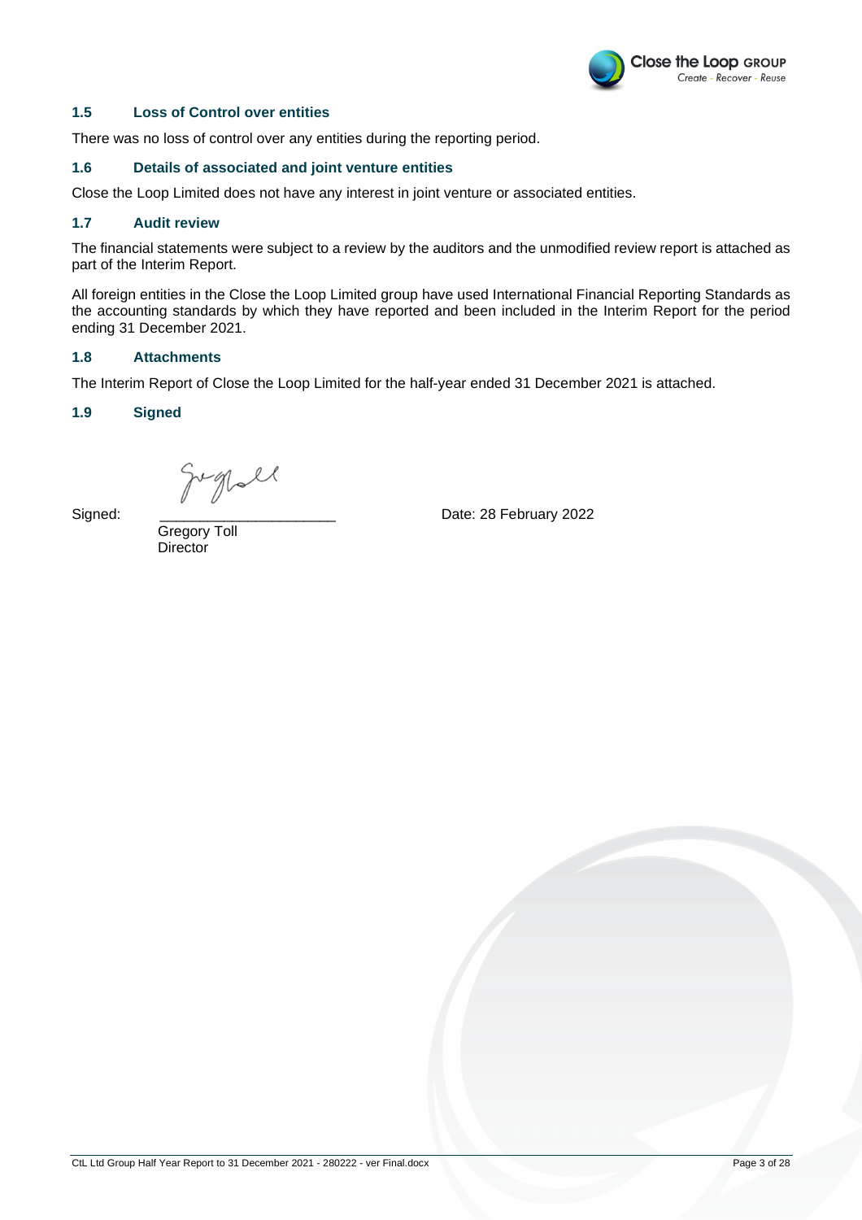### 1.5 Loss of Control over entities

There was no loss of control over any entities during the reporting period.

### 1.6 Details of associated and joint venture entities

Close the Loop Limited does not have any interest in joint venture or associated entities.

### 1.7 Audit review

The financial statements were subject to a review by the auditors and the unmodified review report is attached as part of the Interim Report.

All foreign entities in the Close the Loop Limited group have used International Financial Reporting Standards as the accounting standards by which they have reported and been included in the Interim Report for the period ending 31 December 2021.

### 1.8 Attachments

The Interim Report of Close the Loop Limited for the half-year ended 31 December 2021 is attached.

### 1.9 Signed

Signed: ______________________ Date: 28 February 2022

Gregory Toll
Director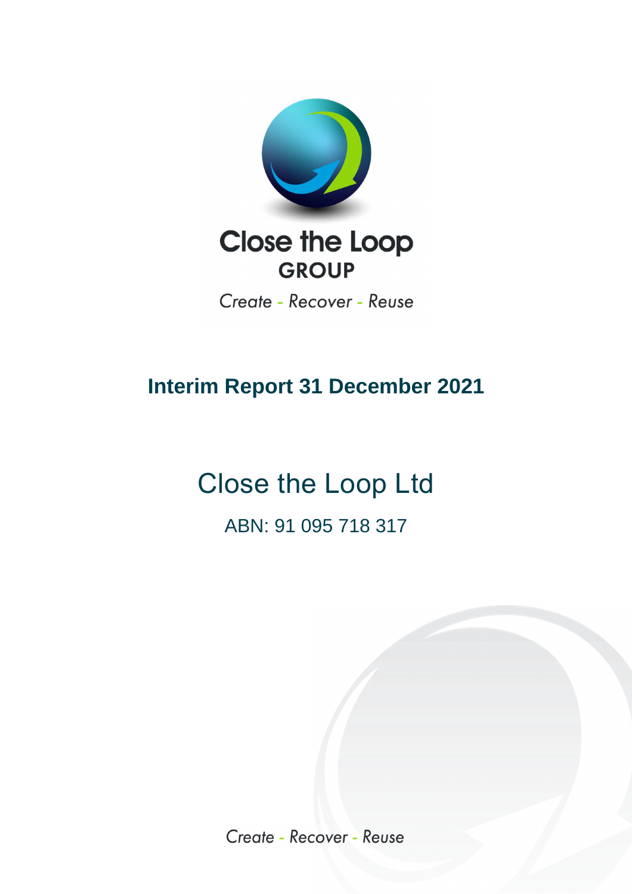Close the Loop GROUP

Create - Recover - Reuse

# Interim Report 31 December 2021

## Close the Loop Ltd

ABN: 91 095 718 317

Create - Recover - Reuse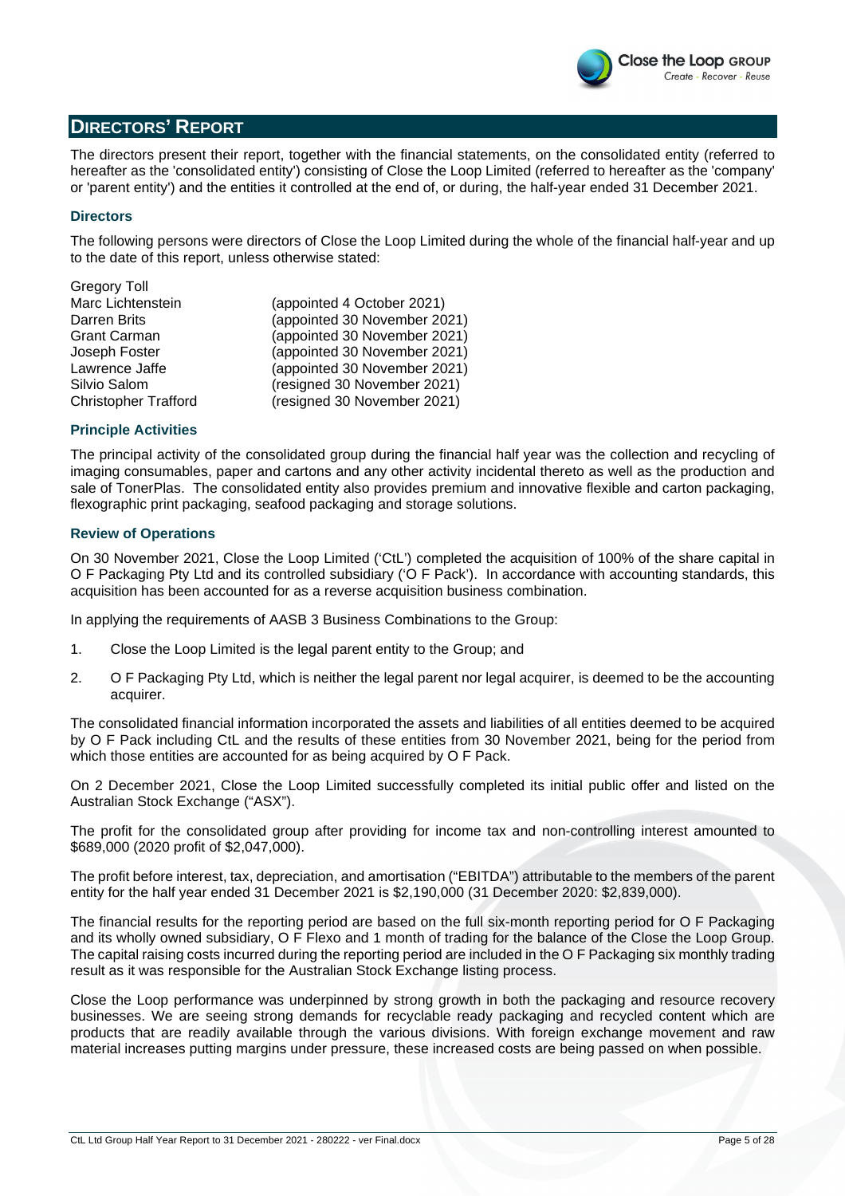## DIRECTORS' REPORT

The directors present their report, together with the financial statements, on the consolidated entity (referred to hereafter as the 'consolidated entity') consisting of Close the Loop Limited (referred to hereafter as the 'company' or 'parent entity') and the entities it controlled at the end of, or during, the half-year ended 31 December 2021.

### Directors

The following persons were directors of Close the Loop Limited during the whole of the financial half-year and up to the date of this report, unless otherwise stated:

| | |
|---|---|
| Gregory Toll | |
| Marc Lichtenstein | (appointed 4 October 2021) |
| Darren Brits | (appointed 30 November 2021) |
| Grant Carman | (appointed 30 November 2021) |
| Joseph Foster | (appointed 30 November 2021) |
| Lawrence Jaffe | (appointed 30 November 2021) |
| Silvio Salom | (resigned 30 November 2021) |
| Christopher Trafford | (resigned 30 November 2021) |

### Principle Activities

The principal activity of the consolidated group during the financial half year was the collection and recycling of imaging consumables, paper and cartons and any other activity incidental thereto as well as the production and sale of TonerPlas. The consolidated entity also provides premium and innovative flexible and carton packaging, flexographic print packaging, seafood packaging and storage solutions.

### Review of Operations

On 30 November 2021, Close the Loop Limited ('CtL') completed the acquisition of 100% of the share capital in O F Packaging Pty Ltd and its controlled subsidiary ('O F Pack'). In accordance with accounting standards, this acquisition has been accounted for as a reverse acquisition business combination.

In applying the requirements of AASB 3 Business Combinations to the Group:

1. Close the Loop Limited is the legal parent entity to the Group; and
2. O F Packaging Pty Ltd, which is neither the legal parent nor legal acquirer, is deemed to be the accounting acquirer.

The consolidated financial information incorporated the assets and liabilities of all entities deemed to be acquired by O F Pack including CtL and the results of these entities from 30 November 2021, being for the period from which those entities are accounted for as being acquired by O F Pack.

On 2 December 2021, Close the Loop Limited successfully completed its initial public offer and listed on the Australian Stock Exchange ("ASX").

The profit for the consolidated group after providing for income tax and non-controlling interest amounted to $689,000 (2020 profit of $2,047,000).

The profit before interest, tax, depreciation, and amortisation ("EBITDA") attributable to the members of the parent entity for the half year ended 31 December 2021 is $2,190,000 (31 December 2020: $2,839,000).

The financial results for the reporting period are based on the full six-month reporting period for O F Packaging and its wholly owned subsidiary, O F Flexo and 1 month of trading for the balance of the Close the Loop Group. The capital raising costs incurred during the reporting period are included in the O F Packaging six monthly trading result as it was responsible for the Australian Stock Exchange listing process.

Close the Loop performance was underpinned by strong growth in both the packaging and resource recovery businesses. We are seeing strong demands for recyclable ready packaging and recycled content which are products that are readily available through the various divisions. With foreign exchange movement and raw material increases putting margins under pressure, these increased costs are being passed on when possible.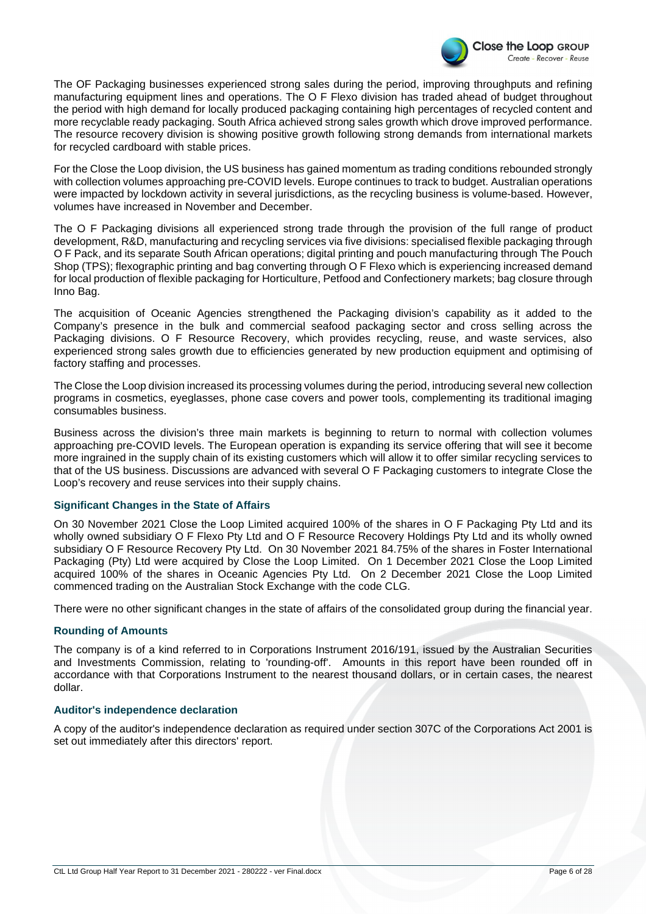The OF Packaging businesses experienced strong sales during the period, improving throughputs and refining manufacturing equipment lines and operations. The O F Flexo division has traded ahead of budget throughout the period with high demand for locally produced packaging containing high percentages of recycled content and more recyclable ready packaging. South Africa achieved strong sales growth which drove improved performance. The resource recovery division is showing positive growth following strong demands from international markets for recycled cardboard with stable prices.

For the Close the Loop division, the US business has gained momentum as trading conditions rebounded strongly with collection volumes approaching pre-COVID levels. Europe continues to track to budget. Australian operations were impacted by lockdown activity in several jurisdictions, as the recycling business is volume-based. However, volumes have increased in November and December.

The O F Packaging divisions all experienced strong trade through the provision of the full range of product development, R&D, manufacturing and recycling services via five divisions: specialised flexible packaging through O F Pack, and its separate South African operations; digital printing and pouch manufacturing through The Pouch Shop (TPS); flexographic printing and bag converting through O F Flexo which is experiencing increased demand for local production of flexible packaging for Horticulture, Petfood and Confectionery markets; bag closure through Inno Bag.

The acquisition of Oceanic Agencies strengthened the Packaging division's capability as it added to the Company's presence in the bulk and commercial seafood packaging sector and cross selling across the Packaging divisions. O F Resource Recovery, which provides recycling, reuse, and waste services, also experienced strong sales growth due to efficiencies generated by new production equipment and optimising of factory staffing and processes.

The Close the Loop division increased its processing volumes during the period, introducing several new collection programs in cosmetics, eyeglasses, phone case covers and power tools, complementing its traditional imaging consumables business.

Business across the division's three main markets is beginning to return to normal with collection volumes approaching pre-COVID levels. The European operation is expanding its service offering that will see it become more ingrained in the supply chain of its existing customers which will allow it to offer similar recycling services to that of the US business. Discussions are advanced with several O F Packaging customers to integrate Close the Loop's recovery and reuse services into their supply chains.

### Significant Changes in the State of Affairs

On 30 November 2021 Close the Loop Limited acquired 100% of the shares in O F Packaging Pty Ltd and its wholly owned subsidiary O F Flexo Pty Ltd and O F Resource Recovery Holdings Pty Ltd and its wholly owned subsidiary O F Resource Recovery Pty Ltd. On 30 November 2021 84.75% of the shares in Foster International Packaging (Pty) Ltd were acquired by Close the Loop Limited. On 1 December 2021 Close the Loop Limited acquired 100% of the shares in Oceanic Agencies Pty Ltd. On 2 December 2021 Close the Loop Limited commenced trading on the Australian Stock Exchange with the code CLG.

There were no other significant changes in the state of affairs of the consolidated group during the financial year.

### Rounding of Amounts

The company is of a kind referred to in Corporations Instrument 2016/191, issued by the Australian Securities and Investments Commission, relating to 'rounding-off'. Amounts in this report have been rounded off in accordance with that Corporations Instrument to the nearest thousand dollars, or in certain cases, the nearest dollar.

### Auditor's independence declaration

A copy of the auditor's independence declaration as required under section 307C of the Corporations Act 2001 is set out immediately after this directors' report.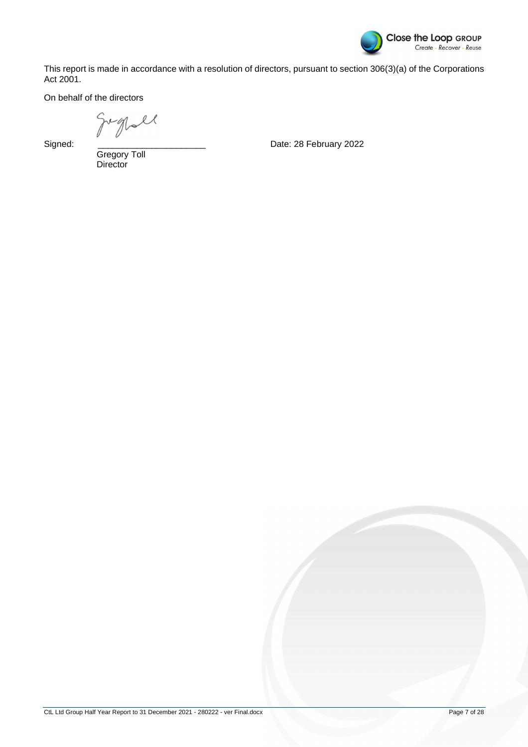This report is made in accordance with a resolution of directors, pursuant to section 306(3)(a) of the Corporations Act 2001.

On behalf of the directors

Signed: \_\_\_\_\_\_\_\_\_\_\_\_\_\_\_\_\_\_\_\_\_\_ Date: 28 February 2022

Gregory Toll
Director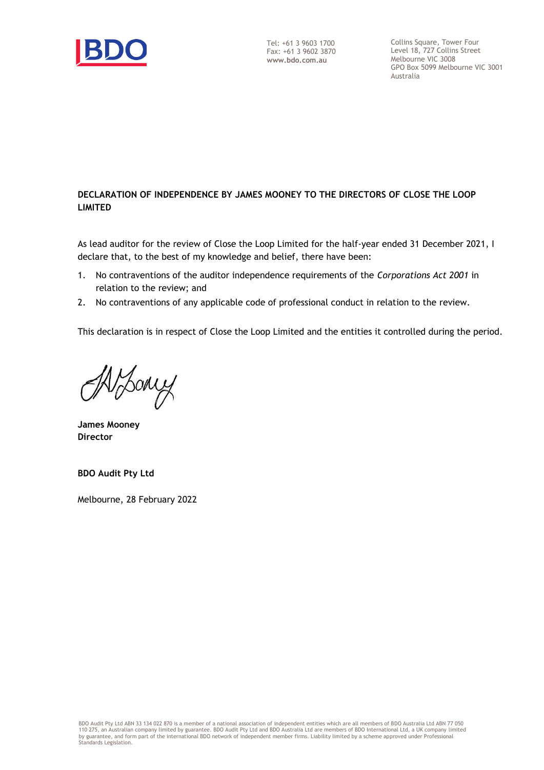Tel: +61 3 9603 1700
Fax: +61 3 9602 3870
**www.bdo.com.au**

Collins Square, Tower Four
Level 18, 727 Collins Street
Melbourne VIC 3008
GPO Box 5099 Melbourne VIC 3001
Australia

**DECLARATION OF INDEPENDENCE BY JAMES MOONEY TO THE DIRECTORS OF CLOSE THE LOOP LIMITED**

As lead auditor for the review of Close the Loop Limited for the half-year ended 31 December 2021, I declare that, to the best of my knowledge and belief, there have been:

1. No contraventions of the auditor independence requirements of the *Corporations Act 2001* in relation to the review; and
2. No contraventions of any applicable code of professional conduct in relation to the review.

This declaration is in respect of Close the Loop Limited and the entities it controlled during the period.

**James Mooney**
**Director**

**BDO Audit Pty Ltd**

Melbourne, 28 February 2022

BDO Audit Pty Ltd ABN 33 134 022 870 is a member of a national association of independent entities which are all members of BDO Australia Ltd ABN 77 050 110 275, an Australian company limited by guarantee. BDO Audit Pty Ltd and BDO Australia Ltd are members of BDO International Ltd, a UK company limited by guarantee, and form part of the international BDO network of independent member firms. Liability limited by a scheme approved under Professional Standards Legislation.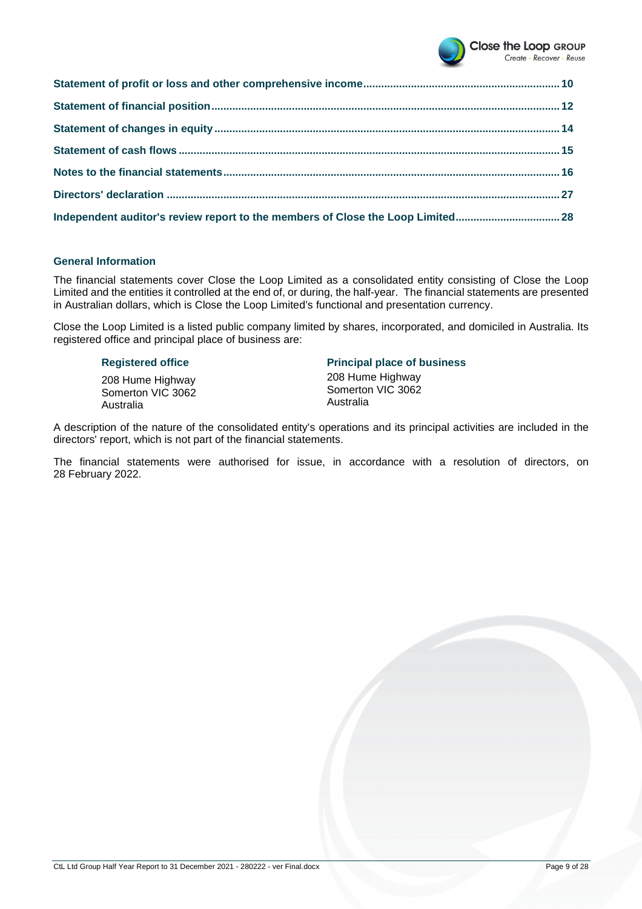| | |
|---|---|
| **Statement of profit or loss and other comprehensive income** | **10** |
| **Statement of financial position** | **12** |
| **Statement of changes in equity** | **14** |
| **Statement of cash flows** | **15** |
| **Notes to the financial statements** | **16** |
| **Directors' declaration** | **27** |
| **Independent auditor's review report to the members of Close the Loop Limited** | **28** |

## General Information

The financial statements cover Close the Loop Limited as a consolidated entity consisting of Close the Loop Limited and the entities it controlled at the end of, or during, the half-year. The financial statements are presented in Australian dollars, which is Close the Loop Limited's functional and presentation currency.

Close the Loop Limited is a listed public company limited by shares, incorporated, and domiciled in Australia. Its registered office and principal place of business are:

**Registered office**

208 Hume Highway
Somerton VIC 3062
Australia

**Principal place of business**

208 Hume Highway
Somerton VIC 3062
Australia

A description of the nature of the consolidated entity's operations and its principal activities are included in the directors' report, which is not part of the financial statements.

The financial statements were authorised for issue, in accordance with a resolution of directors, on 28 February 2022.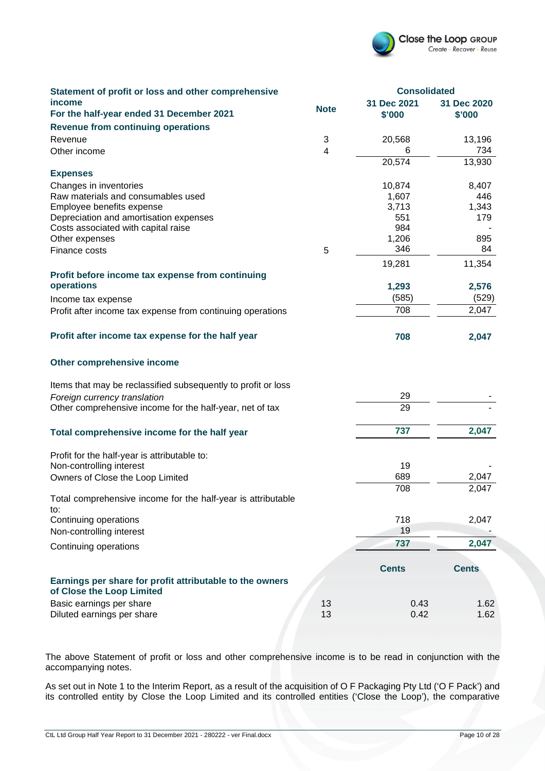| Statement of profit or loss and other comprehensive income<br>For the half-year ended 31 December 2021 | Note | Consolidated<br>31 Dec 2021<br>$'000 | <br>31 Dec 2020<br>$'000 |
|---|---|---|---|
| **Revenue from continuing operations** | | | |
| Revenue | 3 | 20,568 | 13,196 |
| Other income | 4 | 6 | 734 |
| | | 20,574 | 13,930 |
| **Expenses** | | | |
| Changes in inventories | | 10,874 | 8,407 |
| Raw materials and consumables used | | 1,607 | 446 |
| Employee benefits expense | | 3,713 | 1,343 |
| Depreciation and amortisation expenses | | 551 | 179 |
| Costs associated with capital raise | | 984 | - |
| Other expenses | | 1,206 | 895 |
| Finance costs | 5 | 346 | 84 |
| | | 19,281 | 11,354 |
| **Profit before income tax expense from continuing operations** | | **1,293** | **2,576** |
| Income tax expense | | (585) | (529) |
| Profit after income tax expense from continuing operations | | 708 | 2,047 |
| **Profit after income tax expense for the half year** | | **708** | **2,047** |
| **Other comprehensive income** | | | |
| Items that may be reclassified subsequently to profit or loss | | | |
| *Foreign currency translation* | | 29 | - |
| Other comprehensive income for the half-year, net of tax | | 29 | - |
| **Total comprehensive income for the half year** | | **737** | **2,047** |
| Profit for the half-year is attributable to: | | | |
| Non-controlling interest | | 19 | - |
| Owners of Close the Loop Limited | | 689 | 2,047 |
| | | 708 | 2,047 |
| Total comprehensive income for the half-year is attributable to: | | | |
| Continuing operations | | 718 | 2,047 |
| Non-controlling interest | | 19 | - |
| Continuing operations | | **737** | **2,047** |
| | | **Cents** | **Cents** |
| **Earnings per share for profit attributable to the owners of Close the Loop Limited** | | | |
| Basic earnings per share | 13 | 0.43 | 1.62 |
| Diluted earnings per share | 13 | 0.42 | 1.62 |

The above Statement of profit or loss and other comprehensive income is to be read in conjunction with the accompanying notes.

As set out in Note 1 to the Interim Report, as a result of the acquisition of O F Packaging Pty Ltd ('O F Pack') and its controlled entity by Close the Loop Limited and its controlled entities ('Close the Loop'), the comparative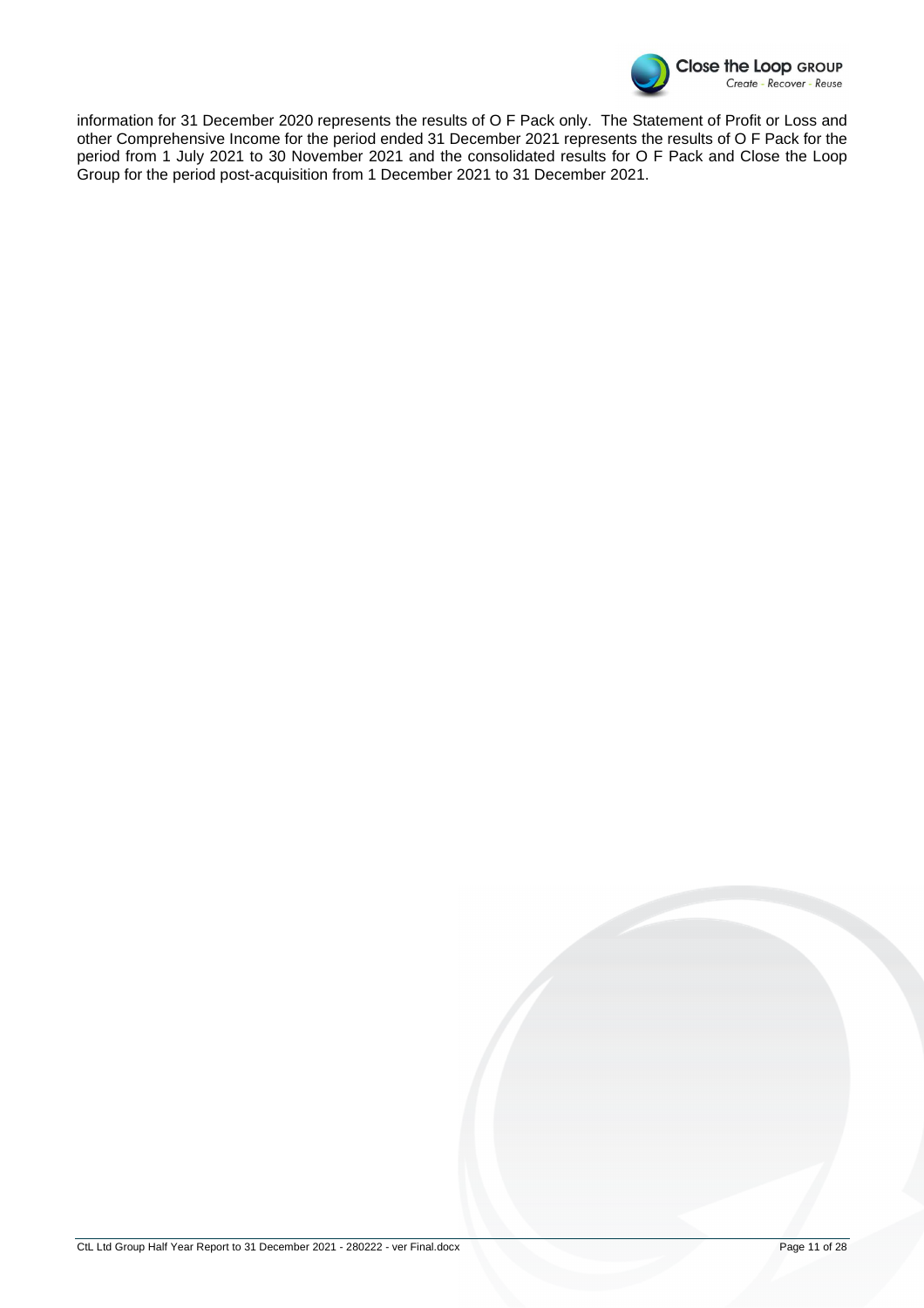information for 31 December 2020 represents the results of O F Pack only. The Statement of Profit or Loss and other Comprehensive Income for the period ended 31 December 2021 represents the results of O F Pack for the period from 1 July 2021 to 30 November 2021 and the consolidated results for O F Pack and Close the Loop Group for the period post-acquisition from 1 December 2021 to 31 December 2021.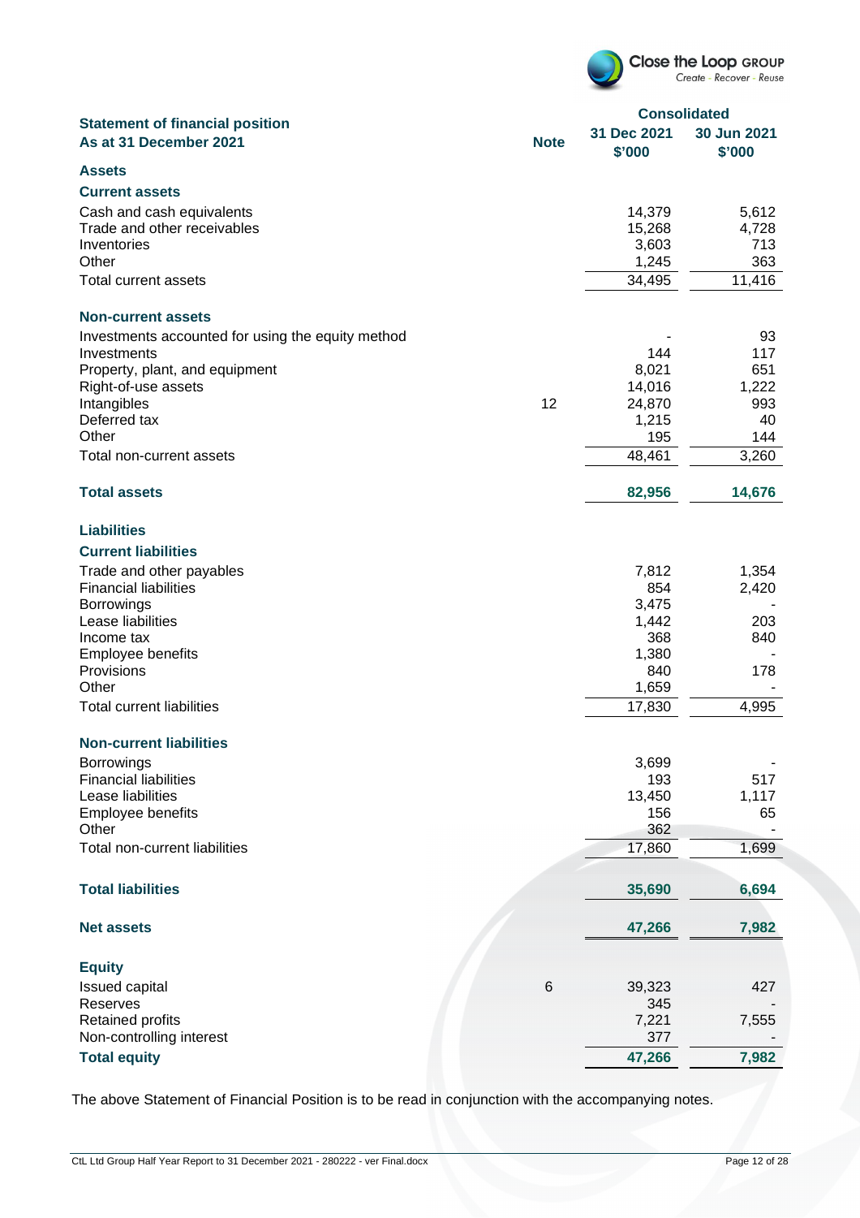## Statement of financial position
### As at 31 December 2021

| | Note | Consolidated 31 Dec 2021 $'000 | Consolidated 30 Jun 2021 $'000 |
|---|---|---|---|
| **Assets** | | | |
| **Current assets** | | | |
| Cash and cash equivalents | | 14,379 | 5,612 |
| Trade and other receivables | | 15,268 | 4,728 |
| Inventories | | 3,603 | 713 |
| Other | | 1,245 | 363 |
| Total current assets | | 34,495 | 11,416 |
| **Non-current assets** | | | |
| Investments accounted for using the equity method | | - | 93 |
| Investments | | 144 | 117 |
| Property, plant, and equipment | | 8,021 | 651 |
| Right-of-use assets | | 14,016 | 1,222 |
| Intangibles | 12 | 24,870 | 993 |
| Deferred tax | | 1,215 | 40 |
| Other | | 195 | 144 |
| Total non-current assets | | 48,461 | 3,260 |
| **Total assets** | | **82,956** | **14,676** |
| **Liabilities** | | | |
| **Current liabilities** | | | |
| Trade and other payables | | 7,812 | 1,354 |
| Financial liabilities | | 854 | 2,420 |
| Borrowings | | 3,475 | - |
| Lease liabilities | | 1,442 | 203 |
| Income tax | | 368 | 840 |
| Employee benefits | | 1,380 | - |
| Provisions | | 840 | 178 |
| Other | | 1,659 | - |
| Total current liabilities | | 17,830 | 4,995 |
| **Non-current liabilities** | | | |
| Borrowings | | 3,699 | - |
| Financial liabilities | | 193 | 517 |
| Lease liabilities | | 13,450 | 1,117 |
| Employee benefits | | 156 | 65 |
| Other | | 362 | - |
| Total non-current liabilities | | 17,860 | 1,699 |
| **Total liabilities** | | **35,690** | **6,694** |
| **Net assets** | | **47,266** | **7,982** |
| **Equity** | | | |
| Issued capital | 6 | 39,323 | 427 |
| Reserves | | 345 | - |
| Retained profits | | 7,221 | 7,555 |
| Non-controlling interest | | 377 | - |
| **Total equity** | | **47,266** | **7,982** |

The above Statement of Financial Position is to be read in conjunction with the accompanying notes.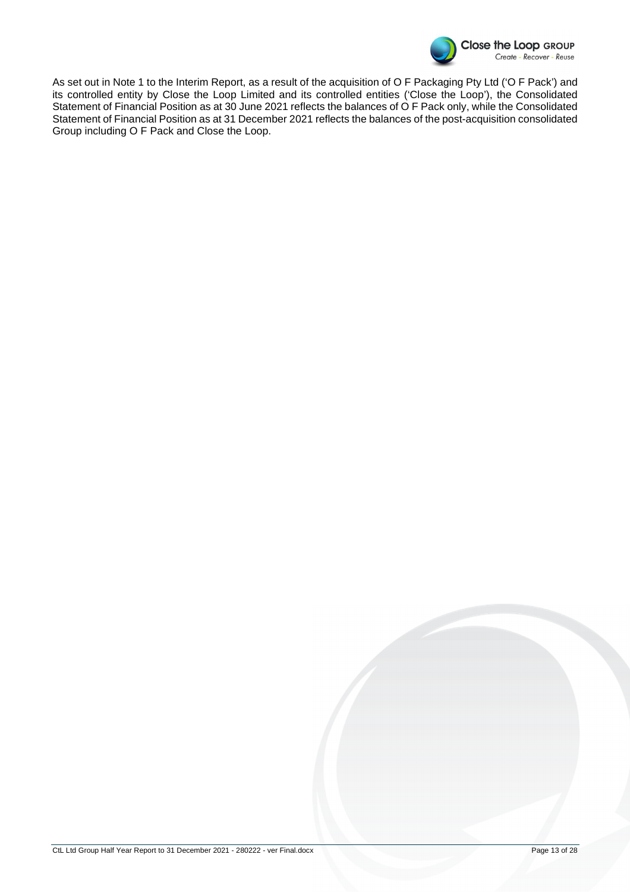As set out in Note 1 to the Interim Report, as a result of the acquisition of O F Packaging Pty Ltd ('O F Pack') and its controlled entity by Close the Loop Limited and its controlled entities ('Close the Loop'), the Consolidated Statement of Financial Position as at 30 June 2021 reflects the balances of O F Pack only, while the Consolidated Statement of Financial Position as at 31 December 2021 reflects the balances of the post-acquisition consolidated Group including O F Pack and Close the Loop.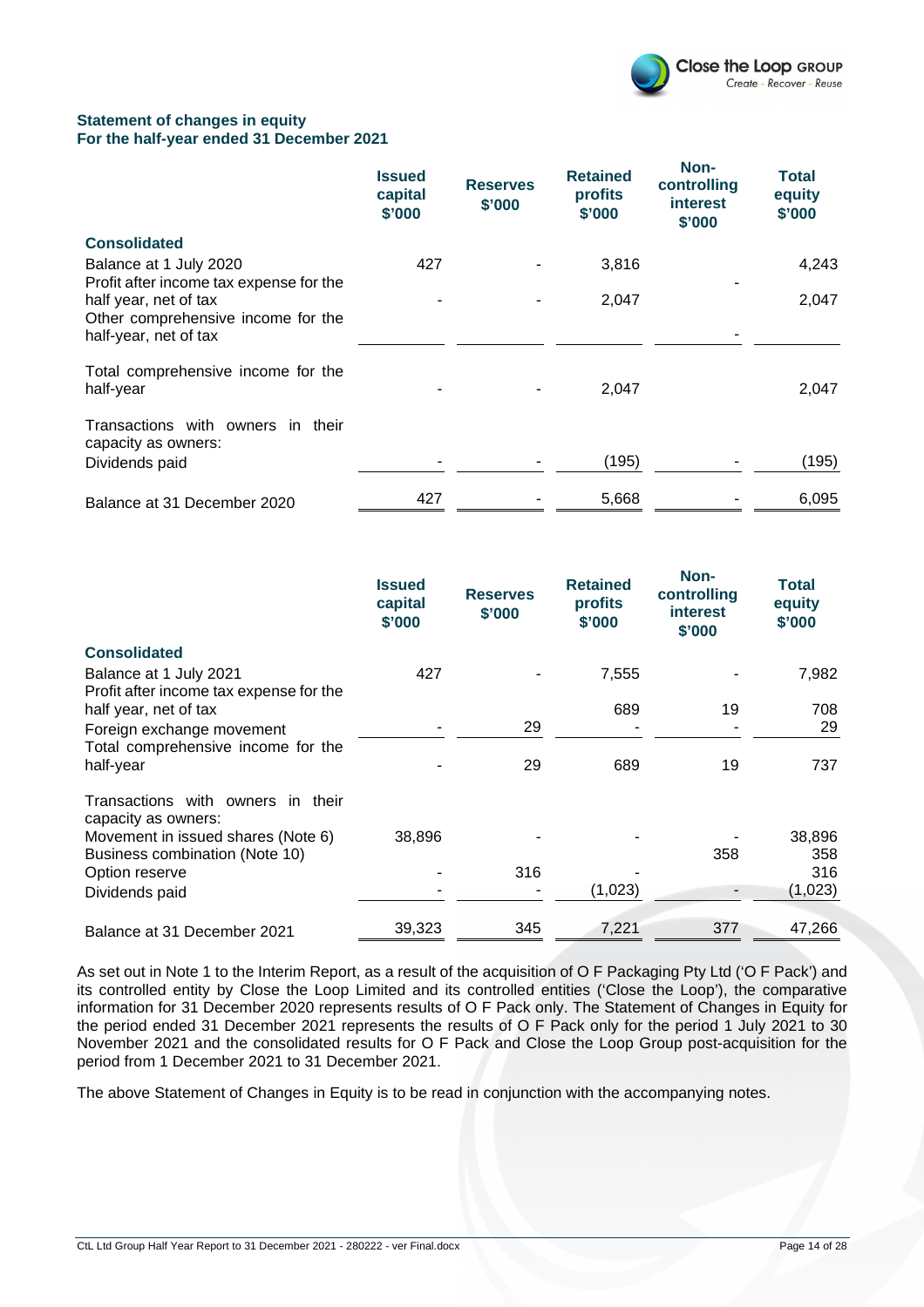**Statement of changes in equity**
**For the half-year ended 31 December 2021**

| | Issued capital $'000 | Reserves $'000 | Retained profits $'000 | Non-controlling interest $'000 | Total equity $'000 |
|---|---|---|---|---|---|
| **Consolidated** | | | | | |
| Balance at 1 July 2020 | 427 | - | 3,816 | | 4,243 |
| Profit after income tax expense for the half year, net of tax | - | - | 2,047 | - | 2,047 |
| Other comprehensive income for the half-year, net of tax | | | | - | |
| Total comprehensive income for the half-year | - | - | 2,047 | | 2,047 |
| Transactions with owners in their capacity as owners: | | | | | |
| Dividends paid | - | - | (195) | - | (195) |
| Balance at 31 December 2020 | 427 | - | 5,668 | - | 6,095 |

| | Issued capital $'000 | Reserves $'000 | Retained profits $'000 | Non-controlling interest $'000 | Total equity $'000 |
|---|---|---|---|---|---|
| **Consolidated** | | | | | |
| Balance at 1 July 2021 | 427 | - | 7,555 | - | 7,982 |
| Profit after income tax expense for the half year, net of tax | | | 689 | 19 | 708 |
| Foreign exchange movement | - | 29 | - | - | 29 |
| Total comprehensive income for the half-year | - | 29 | 689 | 19 | 737 |
| Transactions with owners in their capacity as owners: | | | | | |
| Movement in issued shares (Note 6) | 38,896 | - | - | - | 38,896 |
| Business combination (Note 10) | | | | 358 | 358 |
| Option reserve | - | 316 | - | | 316 |
| Dividends paid | - | - | (1,023) | - | (1,023) |
| Balance at 31 December 2021 | 39,323 | 345 | 7,221 | 377 | 47,266 |

As set out in Note 1 to the Interim Report, as a result of the acquisition of O F Packaging Pty Ltd ('O F Pack') and its controlled entity by Close the Loop Limited and its controlled entities ('Close the Loop'), the comparative information for 31 December 2020 represents results of O F Pack only. The Statement of Changes in Equity for the period ended 31 December 2021 represents the results of O F Pack only for the period 1 July 2021 to 30 November 2021 and the consolidated results for O F Pack and Close the Loop Group post-acquisition for the period from 1 December 2021 to 31 December 2021.

The above Statement of Changes in Equity is to be read in conjunction with the accompanying notes.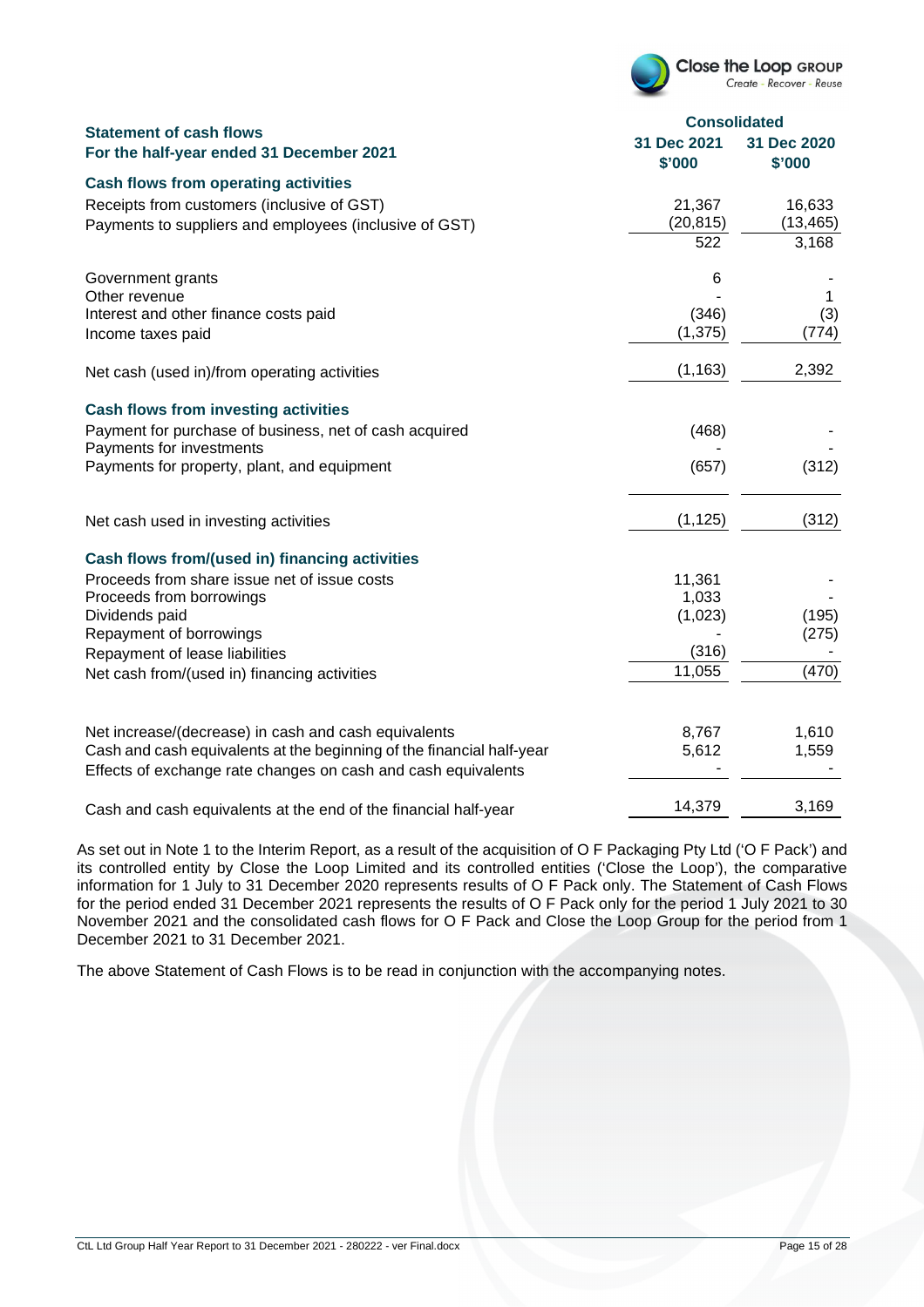## Statement of cash flows
## For the half-year ended 31 December 2021

| | Consolidated | |
|---|---|---|
| | **31 Dec 2021 $'000** | **31 Dec 2020 $'000** |
| **Cash flows from operating activities** | | |
| Receipts from customers (inclusive of GST) | 21,367 | 16,633 |
| Payments to suppliers and employees (inclusive of GST) | (20,815) | (13,465) |
| | 522 | 3,168 |
| Government grants | 6 | - |
| Other revenue | - | 1 |
| Interest and other finance costs paid | (346) | (3) |
| Income taxes paid | (1,375) | (774) |
| Net cash (used in)/from operating activities | (1,163) | 2,392 |
| **Cash flows from investing activities** | | |
| Payment for purchase of business, net of cash acquired | (468) | - |
| Payments for investments | - | - |
| Payments for property, plant, and equipment | (657) | (312) |
| Net cash used in investing activities | (1,125) | (312) |
| **Cash flows from/(used in) financing activities** | | |
| Proceeds from share issue net of issue costs | 11,361 | - |
| Proceeds from borrowings | 1,033 | - |
| Dividends paid | (1,023) | (195) |
| Repayment of borrowings | - | (275) |
| Repayment of lease liabilities | (316) | - |
| Net cash from/(used in) financing activities | 11,055 | (470) |
| Net increase/(decrease) in cash and cash equivalents | 8,767 | 1,610 |
| Cash and cash equivalents at the beginning of the financial half-year | 5,612 | 1,559 |
| Effects of exchange rate changes on cash and cash equivalents | - | - |
| Cash and cash equivalents at the end of the financial half-year | 14,379 | 3,169 |

As set out in Note 1 to the Interim Report, as a result of the acquisition of O F Packaging Pty Ltd ('O F Pack') and its controlled entity by Close the Loop Limited and its controlled entities ('Close the Loop'), the comparative information for 1 July to 31 December 2020 represents results of O F Pack only. The Statement of Cash Flows for the period ended 31 December 2021 represents the results of O F Pack only for the period 1 July 2021 to 30 November 2021 and the consolidated cash flows for O F Pack and Close the Loop Group for the period from 1 December 2021 to 31 December 2021.

The above Statement of Cash Flows is to be read in conjunction with the accompanying notes.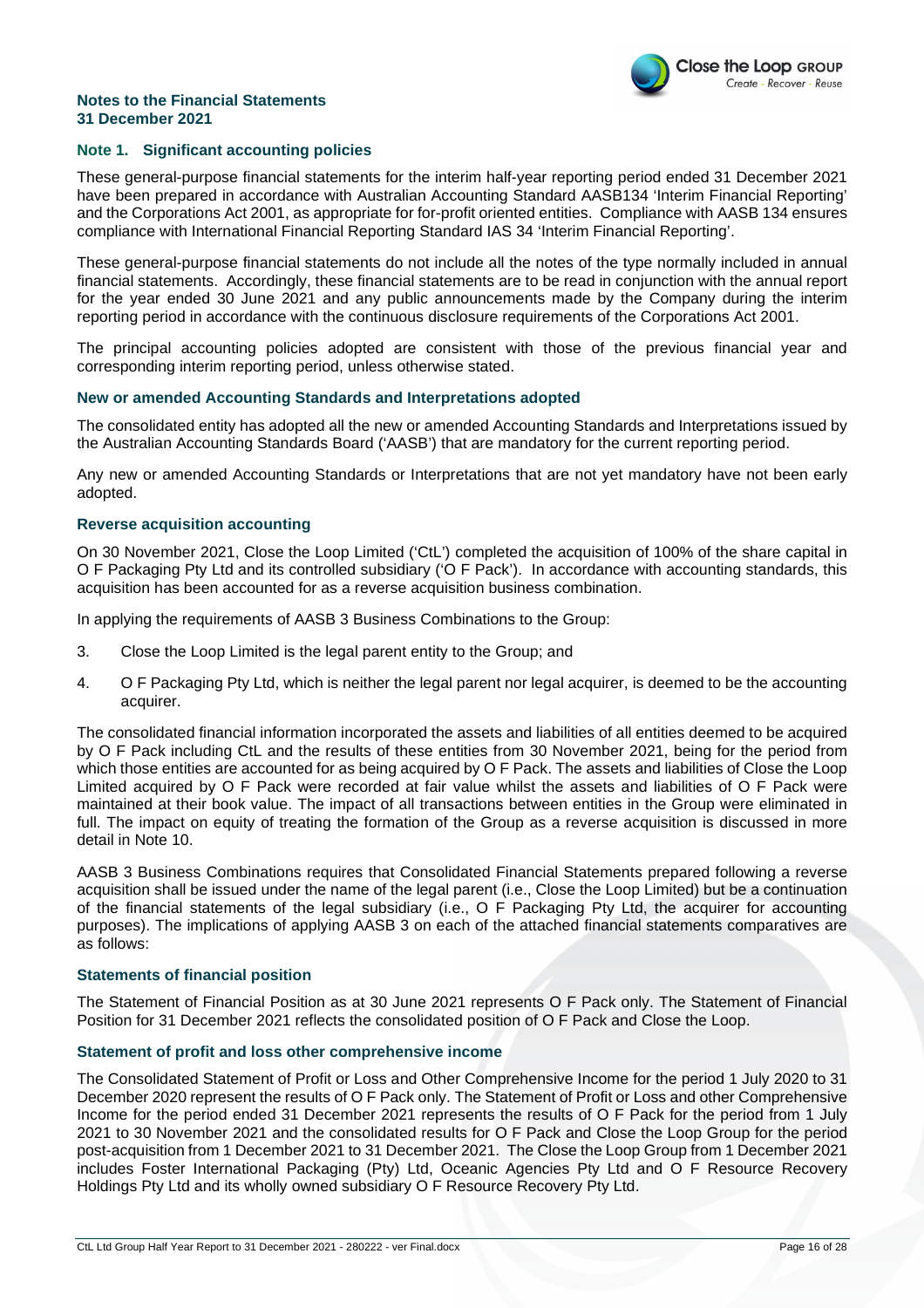**Notes to the Financial Statements**
**31 December 2021**

### Note 1. Significant accounting policies

These general-purpose financial statements for the interim half-year reporting period ended 31 December 2021 have been prepared in accordance with Australian Accounting Standard AASB134 'Interim Financial Reporting' and the Corporations Act 2001, as appropriate for for-profit oriented entities. Compliance with AASB 134 ensures compliance with International Financial Reporting Standard IAS 34 'Interim Financial Reporting'.

These general-purpose financial statements do not include all the notes of the type normally included in annual financial statements. Accordingly, these financial statements are to be read in conjunction with the annual report for the year ended 30 June 2021 and any public announcements made by the Company during the interim reporting period in accordance with the continuous disclosure requirements of the Corporations Act 2001.

The principal accounting policies adopted are consistent with those of the previous financial year and corresponding interim reporting period, unless otherwise stated.

#### New or amended Accounting Standards and Interpretations adopted

The consolidated entity has adopted all the new or amended Accounting Standards and Interpretations issued by the Australian Accounting Standards Board ('AASB') that are mandatory for the current reporting period.

Any new or amended Accounting Standards or Interpretations that are not yet mandatory have not been early adopted.

#### Reverse acquisition accounting

On 30 November 2021, Close the Loop Limited ('CtL') completed the acquisition of 100% of the share capital in O F Packaging Pty Ltd and its controlled subsidiary ('O F Pack'). In accordance with accounting standards, this acquisition has been accounted for as a reverse acquisition business combination.

In applying the requirements of AASB 3 Business Combinations to the Group:

3. Close the Loop Limited is the legal parent entity to the Group; and
4. O F Packaging Pty Ltd, which is neither the legal parent nor legal acquirer, is deemed to be the accounting acquirer.

The consolidated financial information incorporated the assets and liabilities of all entities deemed to be acquired by O F Pack including CtL and the results of these entities from 30 November 2021, being for the period from which those entities are accounted for as being acquired by O F Pack. The assets and liabilities of Close the Loop Limited acquired by O F Pack were recorded at fair value whilst the assets and liabilities of O F Pack were maintained at their book value. The impact of all transactions between entities in the Group were eliminated in full. The impact on equity of treating the formation of the Group as a reverse acquisition is discussed in more detail in Note 10.

AASB 3 Business Combinations requires that Consolidated Financial Statements prepared following a reverse acquisition shall be issued under the name of the legal parent (i.e., Close the Loop Limited) but be a continuation of the financial statements of the legal subsidiary (i.e., O F Packaging Pty Ltd, the acquirer for accounting purposes). The implications of applying AASB 3 on each of the attached financial statements comparatives are as follows:

#### Statements of financial position

The Statement of Financial Position as at 30 June 2021 represents O F Pack only. The Statement of Financial Position for 31 December 2021 reflects the consolidated position of O F Pack and Close the Loop.

#### Statement of profit and loss other comprehensive income

The Consolidated Statement of Profit or Loss and Other Comprehensive Income for the period 1 July 2020 to 31 December 2020 represent the results of O F Pack only. The Statement of Profit or Loss and other Comprehensive Income for the period ended 31 December 2021 represents the results of O F Pack for the period from 1 July 2021 to 30 November 2021 and the consolidated results for O F Pack and Close the Loop Group for the period post-acquisition from 1 December 2021 to 31 December 2021. The Close the Loop Group from 1 December 2021 includes Foster International Packaging (Pty) Ltd, Oceanic Agencies Pty Ltd and O F Resource Recovery Holdings Pty Ltd and its wholly owned subsidiary O F Resource Recovery Pty Ltd.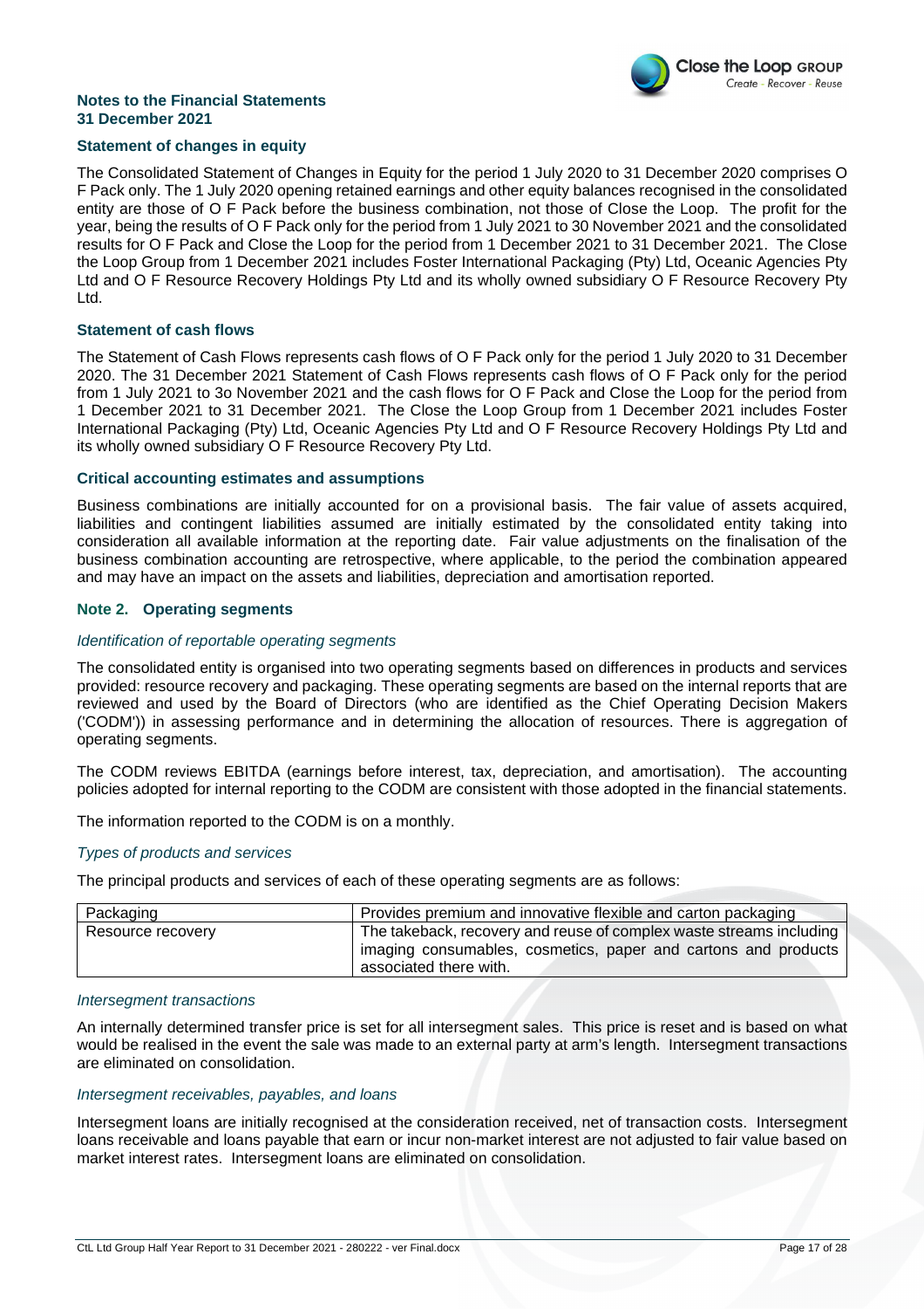**Notes to the Financial Statements**
**31 December 2021**

**Statement of changes in equity**

The Consolidated Statement of Changes in Equity for the period 1 July 2020 to 31 December 2020 comprises O F Pack only. The 1 July 2020 opening retained earnings and other equity balances recognised in the consolidated entity are those of O F Pack before the business combination, not those of Close the Loop. The profit for the year, being the results of O F Pack only for the period from 1 July 2021 to 30 November 2021 and the consolidated results for O F Pack and Close the Loop for the period from 1 December 2021 to 31 December 2021. The Close the Loop Group from 1 December 2021 includes Foster International Packaging (Pty) Ltd, Oceanic Agencies Pty Ltd and O F Resource Recovery Holdings Pty Ltd and its wholly owned subsidiary O F Resource Recovery Pty Ltd.

**Statement of cash flows**

The Statement of Cash Flows represents cash flows of O F Pack only for the period 1 July 2020 to 31 December 2020. The 31 December 2021 Statement of Cash Flows represents cash flows of O F Pack only for the period from 1 July 2021 to 3o November 2021 and the cash flows for O F Pack and Close the Loop for the period from 1 December 2021 to 31 December 2021. The Close the Loop Group from 1 December 2021 includes Foster International Packaging (Pty) Ltd, Oceanic Agencies Pty Ltd and O F Resource Recovery Holdings Pty Ltd and its wholly owned subsidiary O F Resource Recovery Pty Ltd.

**Critical accounting estimates and assumptions**

Business combinations are initially accounted for on a provisional basis. The fair value of assets acquired, liabilities and contingent liabilities assumed are initially estimated by the consolidated entity taking into consideration all available information at the reporting date. Fair value adjustments on the finalisation of the business combination accounting are retrospective, where applicable, to the period the combination appeared and may have an impact on the assets and liabilities, depreciation and amortisation reported.

## Note 2. Operating segments

*Identification of reportable operating segments*

The consolidated entity is organised into two operating segments based on differences in products and services provided: resource recovery and packaging. These operating segments are based on the internal reports that are reviewed and used by the Board of Directors (who are identified as the Chief Operating Decision Makers ('CODM')) in assessing performance and in determining the allocation of resources. There is aggregation of operating segments.

The CODM reviews EBITDA (earnings before interest, tax, depreciation, and amortisation). The accounting policies adopted for internal reporting to the CODM are consistent with those adopted in the financial statements.

The information reported to the CODM is on a monthly.

*Types of products and services*

The principal products and services of each of these operating segments are as follows:

| | |
|---|---|
| Packaging | Provides premium and innovative flexible and carton packaging |
| Resource recovery | The takeback, recovery and reuse of complex waste streams including imaging consumables, cosmetics, paper and cartons and products associated there with. |

*Intersegment transactions*

An internally determined transfer price is set for all intersegment sales. This price is reset and is based on what would be realised in the event the sale was made to an external party at arm's length. Intersegment transactions are eliminated on consolidation.

*Intersegment receivables, payables, and loans*

Intersegment loans are initially recognised at the consideration received, net of transaction costs. Intersegment loans receivable and loans payable that earn or incur non-market interest are not adjusted to fair value based on market interest rates. Intersegment loans are eliminated on consolidation.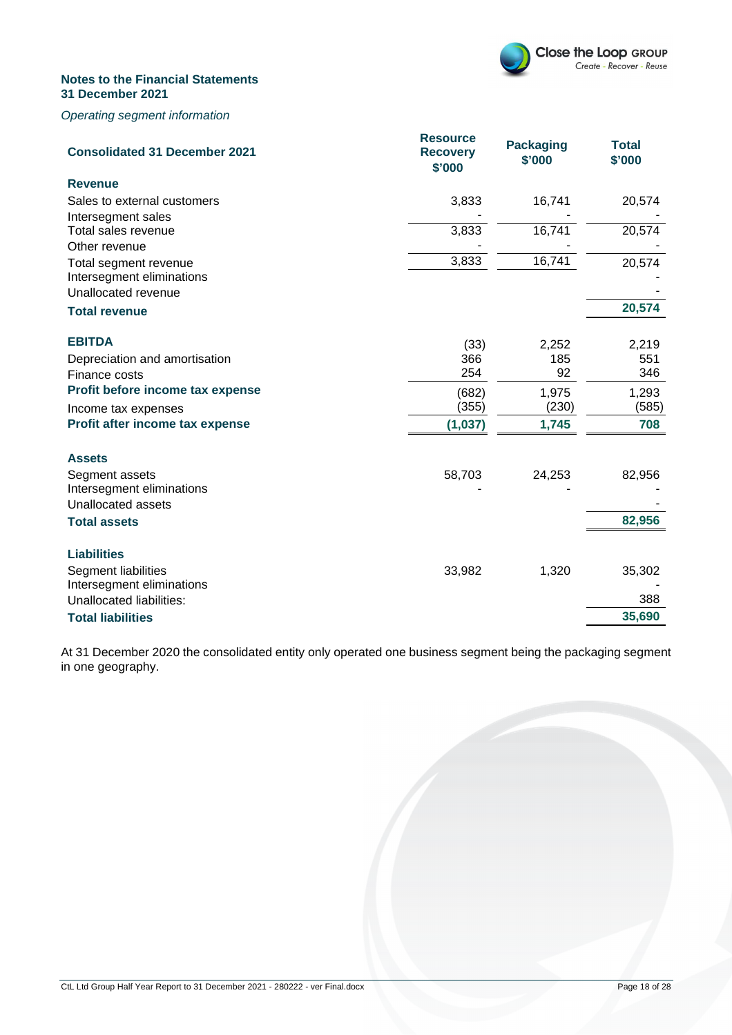**Notes to the Financial Statements**
**31 December 2021**

*Operating segment information*

| Consolidated 31 December 2021 | Resource Recovery $'000 | Packaging $'000 | Total $'000 |
|---|---|---|---|
| **Revenue** | | | |
| Sales to external customers | 3,833 | 16,741 | 20,574 |
| Intersegment sales | - | - | - |
| Total sales revenue | 3,833 | 16,741 | 20,574 |
| Other revenue | - | - | - |
| Total segment revenue | 3,833 | 16,741 | 20,574 |
| Intersegment eliminations | | | - |
| Unallocated revenue | | | - |
| **Total revenue** | | | **20,574** |
| | | | |
| **EBITDA** | (33) | 2,252 | 2,219 |
| Depreciation and amortisation | 366 | 185 | 551 |
| Finance costs | 254 | 92 | 346 |
| **Profit before income tax expense** | (682) | 1,975 | 1,293 |
| Income tax expenses | (355) | (230) | (585) |
| **Profit after income tax expense** | **(1,037)** | **1,745** | **708** |
| | | | |
| **Assets** | | | |
| Segment assets | 58,703 | 24,253 | 82,956 |
| Intersegment eliminations | - | - | - |
| Unallocated assets | | | - |
| **Total assets** | | | **82,956** |
| | | | |
| **Liabilities** | | | |
| Segment liabilities | 33,982 | 1,320 | 35,302 |
| Intersegment eliminations | | | - |
| Unallocated liabilities: | | | 388 |
| **Total liabilities** | | | **35,690** |

At 31 December 2020 the consolidated entity only operated one business segment being the packaging segment in one geography.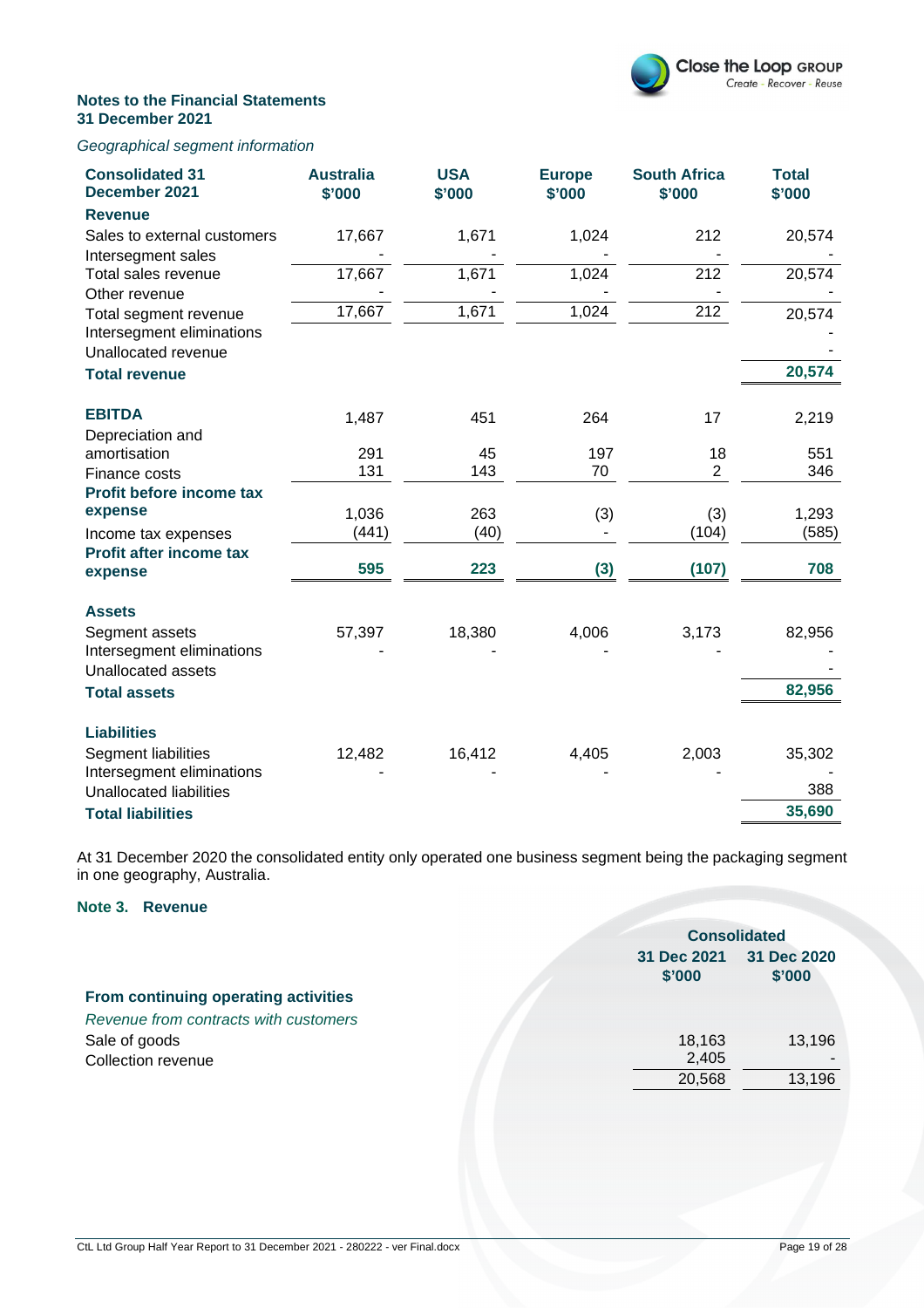**Notes to the Financial Statements**
**31 December 2021**

*Geographical segment information*

| Consolidated 31 December 2021 | Australia $'000 | USA $'000 | Europe $'000 | South Africa $'000 | Total $'000 |
|---|---|---|---|---|---|
| **Revenue** | | | | | |
| Sales to external customers | 17,667 | 1,671 | 1,024 | 212 | 20,574 |
| Intersegment sales | - | - | - | - | - |
| Total sales revenue | 17,667 | 1,671 | 1,024 | 212 | 20,574 |
| Other revenue | - | - | - | - | - |
| Total segment revenue | 17,667 | 1,671 | 1,024 | 212 | 20,574 |
| Intersegment eliminations | | | | | - |
| Unallocated revenue | | | | | - |
| **Total revenue** | | | | | **20,574** |
| | | | | | |
| **EBITDA** | 1,487 | 451 | 264 | 17 | 2,219 |
| Depreciation and amortisation | 291 | 45 | 197 | 18 | 551 |
| Finance costs | 131 | 143 | 70 | 2 | 346 |
| **Profit before income tax expense** | 1,036 | 263 | (3) | (3) | 1,293 |
| Income tax expenses | (441) | (40) | - | (104) | (585) |
| **Profit after income tax expense** | **595** | **223** | **(3)** | **(107)** | **708** |
| | | | | | |
| **Assets** | | | | | |
| Segment assets | 57,397 | 18,380 | 4,006 | 3,173 | 82,956 |
| Intersegment eliminations | - | - | - | - | - |
| Unallocated assets | | | | | - |
| **Total assets** | | | | | **82,956** |
| | | | | | |
| **Liabilities** | | | | | |
| Segment liabilities | 12,482 | 16,412 | 4,405 | 2,003 | 35,302 |
| Intersegment eliminations | - | - | - | - | - |
| Unallocated liabilities | | | | | 388 |
| **Total liabilities** | | | | | **35,690** |

At 31 December 2020 the consolidated entity only operated one business segment being the packaging segment in one geography, Australia.

## Note 3. Revenue

| | Consolidated | |
|---|---|---|
| | 31 Dec 2021 $'000 | 31 Dec 2020 $'000 |
| **From continuing operating activities** | | |
| *Revenue from contracts with customers* | | |
| Sale of goods | 18,163 | 13,196 |
| Collection revenue | 2,405 | - |
| | 20,568 | 13,196 |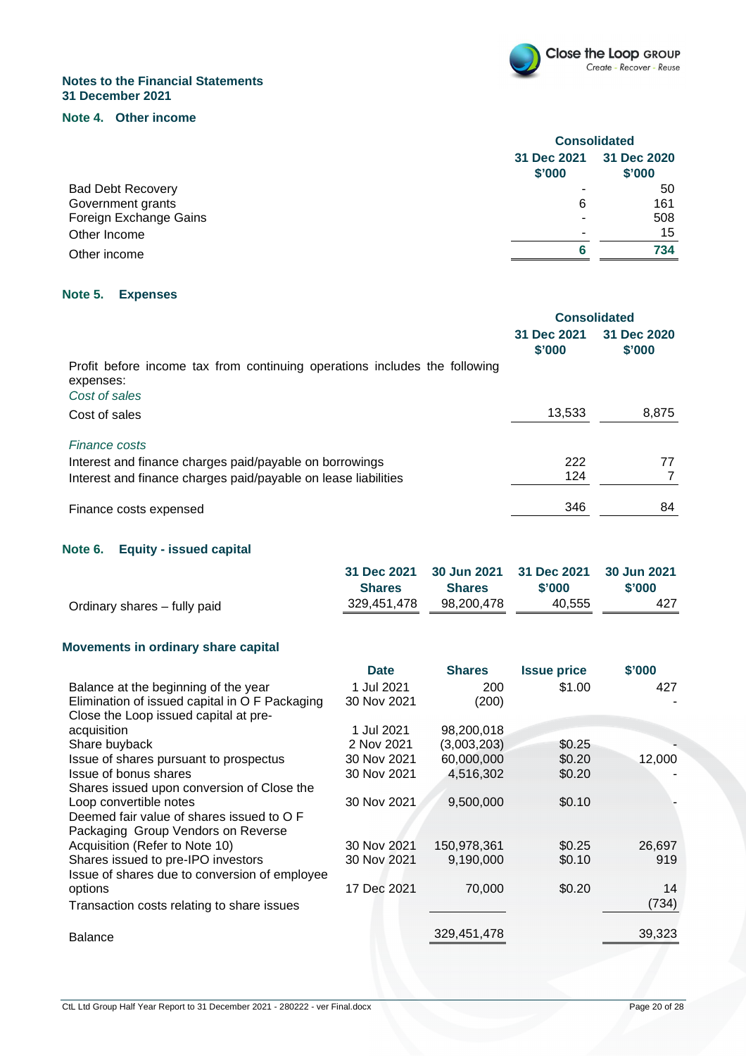## Notes to the Financial Statements
## 31 December 2021

### Note 4. Other income

| | Consolidated | |
|---|---|---|
| | 31 Dec 2021 $'000 | 31 Dec 2020 $'000 |
| Bad Debt Recovery | - | 50 |
| Government grants | 6 | 161 |
| Foreign Exchange Gains | - | 508 |
| Other Income | - | 15 |
| Other income | 6 | 734 |

### Note 5. Expenses

| | Consolidated | |
|---|---|---|
| | 31 Dec 2021 $'000 | 31 Dec 2020 $'000 |
| Profit before income tax from continuing operations includes the following expenses: | | |
| *Cost of sales* | | |
| Cost of sales | 13,533 | 8,875 |
| | | |
| *Finance costs* | | |
| Interest and finance charges paid/payable on borrowings | 222 | 77 |
| Interest and finance charges paid/payable on lease liabilities | 124 | 7 |
| | | |
| Finance costs expensed | 346 | 84 |

### Note 6. Equity - issued capital

| | 31 Dec 2021 Shares | 30 Jun 2021 Shares | 31 Dec 2021 $'000 | 30 Jun 2021 $'000 |
|---|---|---|---|---|
| Ordinary shares – fully paid | 329,451,478 | 98,200,478 | 40,555 | 427 |

### Movements in ordinary share capital

| | Date | Shares | Issue price | $'000 |
|---|---|---|---|---|
| Balance at the beginning of the year | 1 Jul 2021 | 200 | $1.00 | 427 |
| Elimination of issued capital in O F Packaging | 30 Nov 2021 | (200) | | - |
| Close the Loop issued capital at pre-acquisition | 1 Jul 2021 | 98,200,018 | | |
| Share buyback | 2 Nov 2021 | (3,003,203) | $0.25 | - |
| Issue of shares pursuant to prospectus | 30 Nov 2021 | 60,000,000 | $0.20 | 12,000 |
| Issue of bonus shares | 30 Nov 2021 | 4,516,302 | $0.20 | - |
| Shares issued upon conversion of Close the Loop convertible notes | 30 Nov 2021 | 9,500,000 | $0.10 | - |
| Deemed fair value of shares issued to O F Packaging Group Vendors on Reverse Acquisition (Refer to Note 10) | 30 Nov 2021 | 150,978,361 | $0.25 | 26,697 |
| Shares issued to pre-IPO investors | 30 Nov 2021 | 9,190,000 | $0.10 | 919 |
| Issue of shares due to conversion of employee options | 17 Dec 2021 | 70,000 | $0.20 | 14 |
| Transaction costs relating to share issues | | | | (734) |
| | | | | |
| Balance | | 329,451,478 | | 39,323 |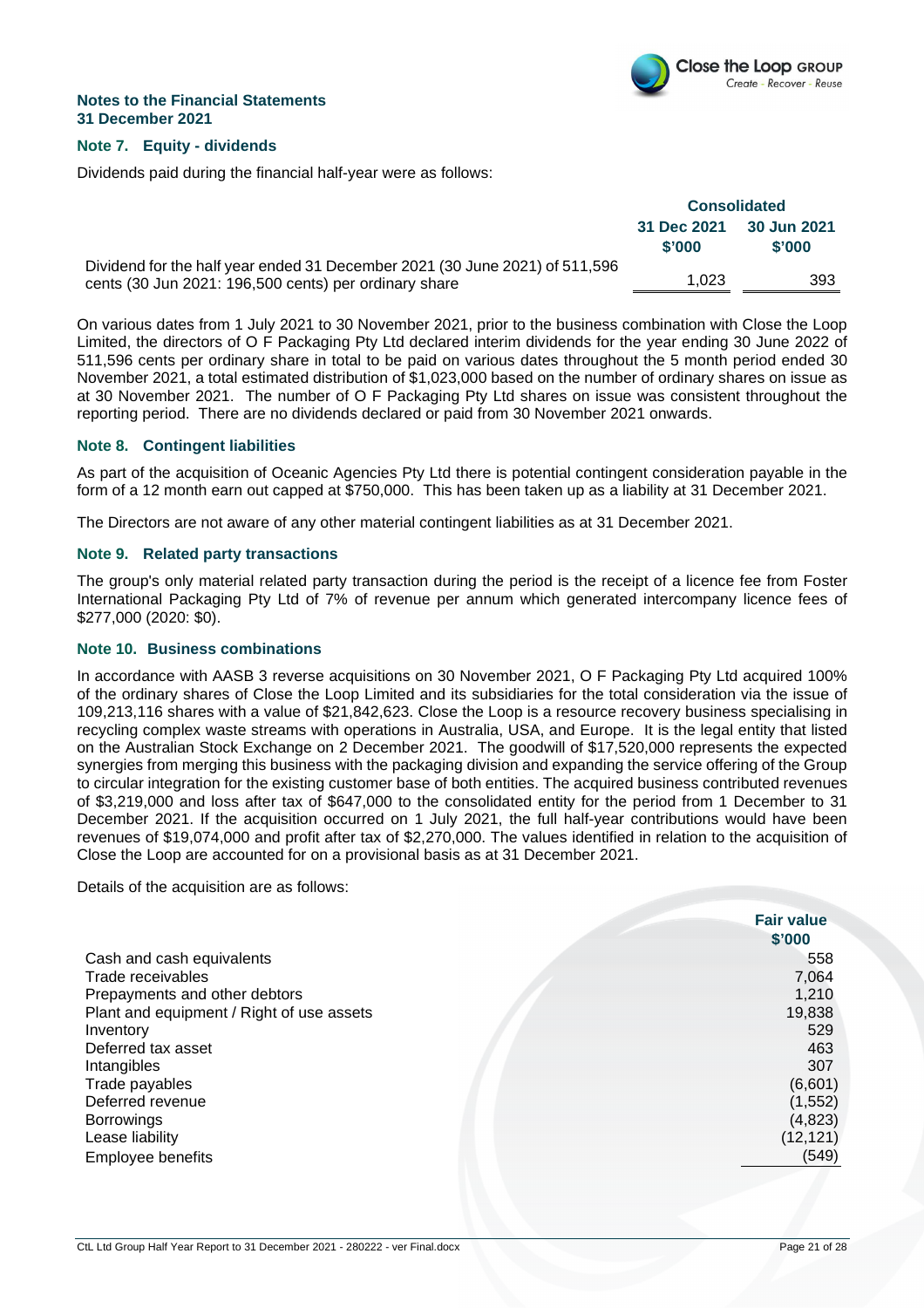## Notes to the Financial Statements
## 31 December 2021

### Note 7. Equity - dividends

Dividends paid during the financial half-year were as follows:

| | Consolidated | |
|---|---|---|
| | 31 Dec 2021 $'000 | 30 Jun 2021 $'000 |
| Dividend for the half year ended 31 December 2021 (30 June 2021) of 511,596 cents (30 Jun 2021: 196,500 cents) per ordinary share | 1,023 | 393 |

On various dates from 1 July 2021 to 30 November 2021, prior to the business combination with Close the Loop Limited, the directors of O F Packaging Pty Ltd declared interim dividends for the year ending 30 June 2022 of 511,596 cents per ordinary share in total to be paid on various dates throughout the 5 month period ended 30 November 2021, a total estimated distribution of $1,023,000 based on the number of ordinary shares on issue as at 30 November 2021. The number of O F Packaging Pty Ltd shares on issue was consistent throughout the reporting period. There are no dividends declared or paid from 30 November 2021 onwards.

### Note 8. Contingent liabilities

As part of the acquisition of Oceanic Agencies Pty Ltd there is potential contingent consideration payable in the form of a 12 month earn out capped at $750,000. This has been taken up as a liability at 31 December 2021.

The Directors are not aware of any other material contingent liabilities as at 31 December 2021.

### Note 9. Related party transactions

The group's only material related party transaction during the period is the receipt of a licence fee from Foster International Packaging Pty Ltd of 7% of revenue per annum which generated intercompany licence fees of $277,000 (2020: $0).

### Note 10. Business combinations

In accordance with AASB 3 reverse acquisitions on 30 November 2021, O F Packaging Pty Ltd acquired 100% of the ordinary shares of Close the Loop Limited and its subsidiaries for the total consideration via the issue of 109,213,116 shares with a value of $21,842,623. Close the Loop is a resource recovery business specialising in recycling complex waste streams with operations in Australia, USA, and Europe. It is the legal entity that listed on the Australian Stock Exchange on 2 December 2021. The goodwill of $17,520,000 represents the expected synergies from merging this business with the packaging division and expanding the service offering of the Group to circular integration for the existing customer base of both entities. The acquired business contributed revenues of $3,219,000 and loss after tax of $647,000 to the consolidated entity for the period from 1 December to 31 December 2021. If the acquisition occurred on 1 July 2021, the full half-year contributions would have been revenues of $19,074,000 and profit after tax of $2,270,000. The values identified in relation to the acquisition of Close the Loop are accounted for on a provisional basis as at 31 December 2021.

Details of the acquisition are as follows:

| | Fair value $'000 |
|---|---|
| Cash and cash equivalents | 558 |
| Trade receivables | 7,064 |
| Prepayments and other debtors | 1,210 |
| Plant and equipment / Right of use assets | 19,838 |
| Inventory | 529 |
| Deferred tax asset | 463 |
| Intangibles | 307 |
| Trade payables | (6,601) |
| Deferred revenue | (1,552) |
| Borrowings | (4,823) |
| Lease liability | (12,121) |
| Employee benefits | (549) |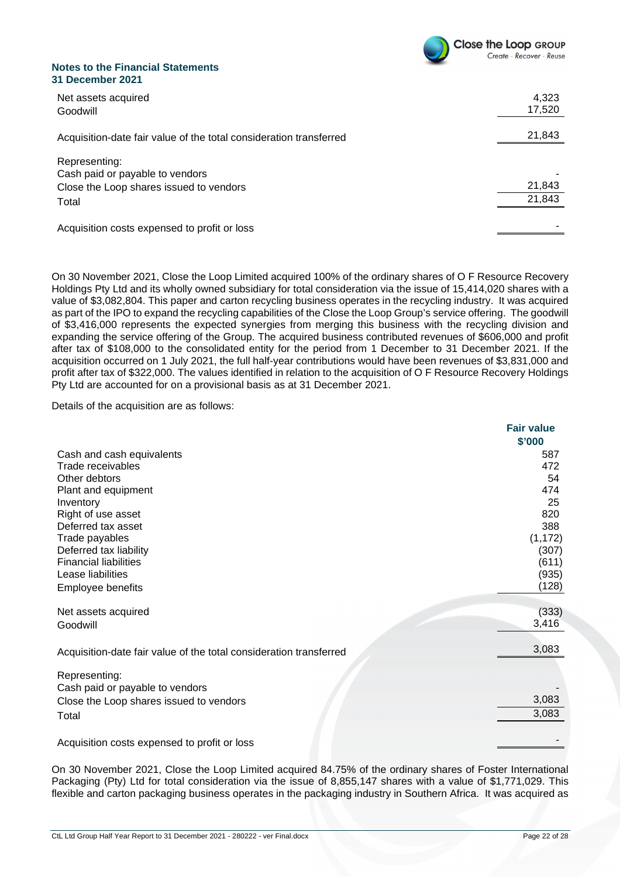## Notes to the Financial Statements
## 31 December 2021

| | |
|---|---|
| Net assets acquired | 4,323 |
| Goodwill | 17,520 |
| | |
| Acquisition-date fair value of the total consideration transferred | 21,843 |
| | |
| Representing: | |
| Cash paid or payable to vendors | - |
| Close the Loop shares issued to vendors | 21,843 |
| Total | 21,843 |
| | |
| Acquisition costs expensed to profit or loss | - |

On 30 November 2021, Close the Loop Limited acquired 100% of the ordinary shares of O F Resource Recovery Holdings Pty Ltd and its wholly owned subsidiary for total consideration via the issue of 15,414,020 shares with a value of $3,082,804. This paper and carton recycling business operates in the recycling industry. It was acquired as part of the IPO to expand the recycling capabilities of the Close the Loop Group's service offering. The goodwill of $3,416,000 represents the expected synergies from merging this business with the recycling division and expanding the service offering of the Group. The acquired business contributed revenues of $606,000 and profit after tax of $108,000 to the consolidated entity for the period from 1 December to 31 December 2021. If the acquisition occurred on 1 July 2021, the full half-year contributions would have been revenues of $3,831,000 and profit after tax of $322,000. The values identified in relation to the acquisition of O F Resource Recovery Holdings Pty Ltd are accounted for on a provisional basis as at 31 December 2021.

Details of the acquisition are as follows:

| | Fair value $'000 |
|---|---|
| Cash and cash equivalents | 587 |
| Trade receivables | 472 |
| Other debtors | 54 |
| Plant and equipment | 474 |
| Inventory | 25 |
| Right of use asset | 820 |
| Deferred tax asset | 388 |
| Trade payables | (1,172) |
| Deferred tax liability | (307) |
| Financial liabilities | (611) |
| Lease liabilities | (935) |
| Employee benefits | (128) |
| | |
| Net assets acquired | (333) |
| Goodwill | 3,416 |
| | |
| Acquisition-date fair value of the total consideration transferred | 3,083 |
| | |
| Representing: | |
| Cash paid or payable to vendors | - |
| Close the Loop shares issued to vendors | 3,083 |
| Total | 3,083 |
| | |
| Acquisition costs expensed to profit or loss | - |

On 30 November 2021, Close the Loop Limited acquired 84.75% of the ordinary shares of Foster International Packaging (Pty) Ltd for total consideration via the issue of 8,855,147 shares with a value of $1,771,029. This flexible and carton packaging business operates in the packaging industry in Southern Africa. It was acquired as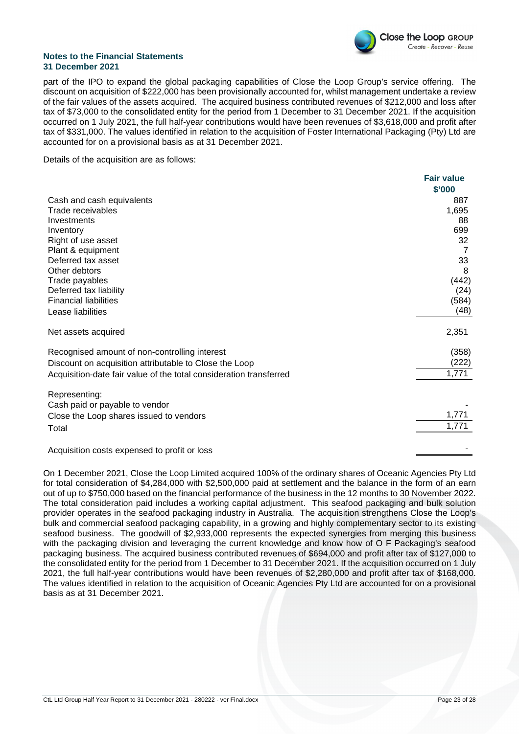part of the IPO to expand the global packaging capabilities of Close the Loop Group's service offering. The discount on acquisition of $222,000 has been provisionally accounted for, whilst management undertake a review of the fair values of the assets acquired. The acquired business contributed revenues of $212,000 and loss after tax of $73,000 to the consolidated entity for the period from 1 December to 31 December 2021. If the acquisition occurred on 1 July 2021, the full half-year contributions would have been revenues of $3,618,000 and profit after tax of $331,000. The values identified in relation to the acquisition of Foster International Packaging (Pty) Ltd are accounted for on a provisional basis as at 31 December 2021.

Details of the acquisition are as follows:

| | Fair value $'000 |
|---|---|
| Cash and cash equivalents | 887 |
| Trade receivables | 1,695 |
| Investments | 88 |
| Inventory | 699 |
| Right of use asset | 32 |
| Plant & equipment | 7 |
| Deferred tax asset | 33 |
| Other debtors | 8 |
| Trade payables | (442) |
| Deferred tax liability | (24) |
| Financial liabilities | (584) |
| Lease liabilities | (48) |
| Net assets acquired | 2,351 |
| Recognised amount of non-controlling interest | (358) |
| Discount on acquisition attributable to Close the Loop | (222) |
| Acquisition-date fair value of the total consideration transferred | 1,771 |
| Representing: | |
| Cash paid or payable to vendor | - |
| Close the Loop shares issued to vendors | 1,771 |
| Total | 1,771 |
| Acquisition costs expensed to profit or loss | - |

On 1 December 2021, Close the Loop Limited acquired 100% of the ordinary shares of Oceanic Agencies Pty Ltd for total consideration of $4,284,000 with $2,500,000 paid at settlement and the balance in the form of an earn out of up to $750,000 based on the financial performance of the business in the 12 months to 30 November 2022. The total consideration paid includes a working capital adjustment. This seafood packaging and bulk solution provider operates in the seafood packaging industry in Australia. The acquisition strengthens Close the Loop's bulk and commercial seafood packaging capability, in a growing and highly complementary sector to its existing seafood business. The goodwill of $2,933,000 represents the expected synergies from merging this business with the packaging division and leveraging the current knowledge and know how of O F Packaging's seafood packaging business. The acquired business contributed revenues of $694,000 and profit after tax of $127,000 to the consolidated entity for the period from 1 December to 31 December 2021. If the acquisition occurred on 1 July 2021, the full half-year contributions would have been revenues of $2,280,000 and profit after tax of $168,000. The values identified in relation to the acquisition of Oceanic Agencies Pty Ltd are accounted for on a provisional basis as at 31 December 2021.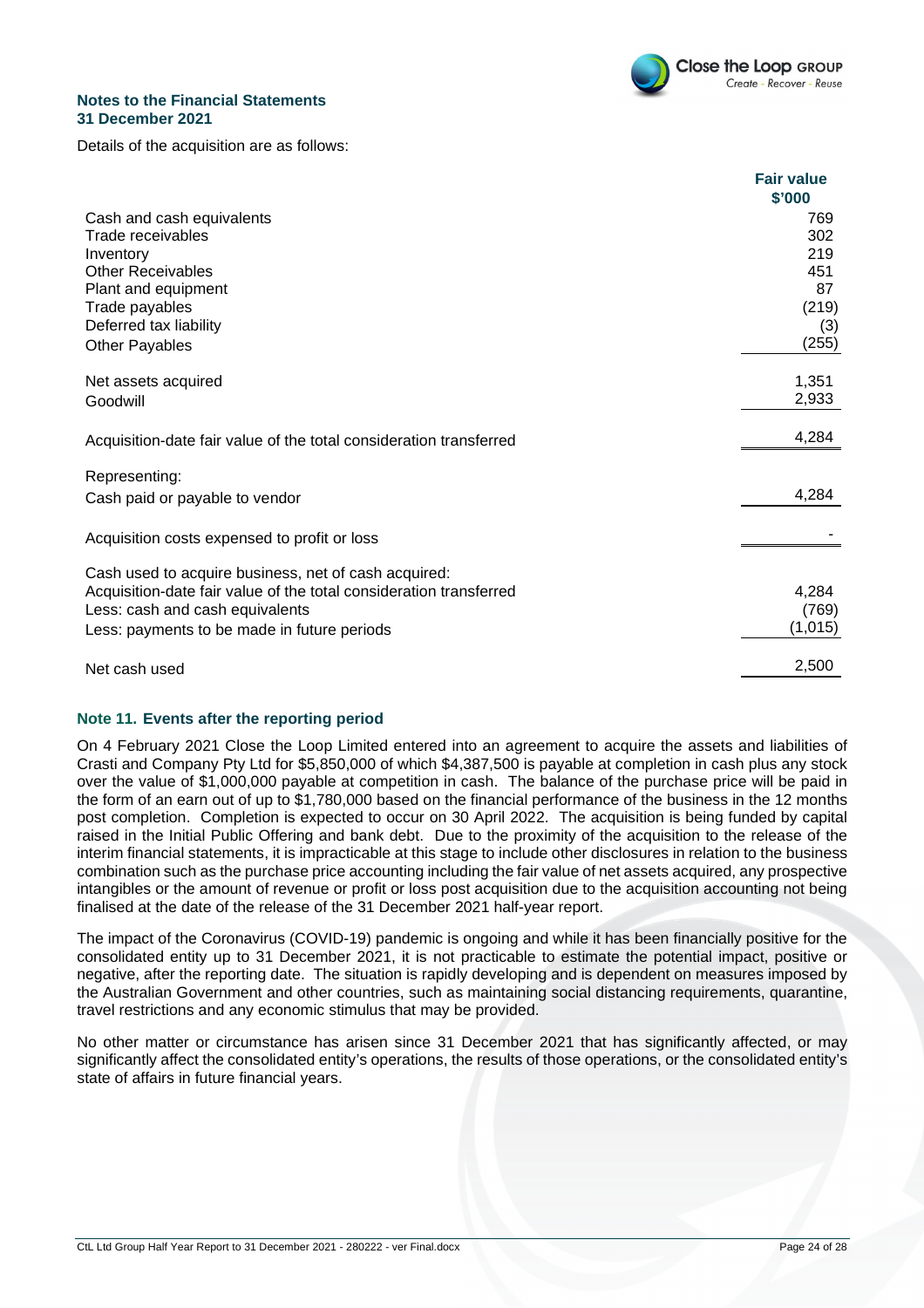**Notes to the Financial Statements**
**31 December 2021**

Details of the acquisition are as follows:

| | Fair value $'000 |
|---|---|
| Cash and cash equivalents | 769 |
| Trade receivables | 302 |
| Inventory | 219 |
| Other Receivables | 451 |
| Plant and equipment | 87 |
| Trade payables | (219) |
| Deferred tax liability | (3) |
| Other Payables | (255) |
| Net assets acquired | 1,351 |
| Goodwill | 2,933 |
| Acquisition-date fair value of the total consideration transferred | 4,284 |
| Representing: | |
| Cash paid or payable to vendor | 4,284 |
| Acquisition costs expensed to profit or loss | - |
| Cash used to acquire business, net of cash acquired: | |
| Acquisition-date fair value of the total consideration transferred | 4,284 |
| Less: cash and cash equivalents | (769) |
| Less: payments to be made in future periods | (1,015) |
| Net cash used | 2,500 |

## Note 11. Events after the reporting period

On 4 February 2021 Close the Loop Limited entered into an agreement to acquire the assets and liabilities of Crasti and Company Pty Ltd for $5,850,000 of which $4,387,500 is payable at completion in cash plus any stock over the value of $1,000,000 payable at competition in cash. The balance of the purchase price will be paid in the form of an earn out of up to $1,780,000 based on the financial performance of the business in the 12 months post completion. Completion is expected to occur on 30 April 2022. The acquisition is being funded by capital raised in the Initial Public Offering and bank debt. Due to the proximity of the acquisition to the release of the interim financial statements, it is impracticable at this stage to include other disclosures in relation to the business combination such as the purchase price accounting including the fair value of net assets acquired, any prospective intangibles or the amount of revenue or profit or loss post acquisition due to the acquisition accounting not being finalised at the date of the release of the 31 December 2021 half-year report.

The impact of the Coronavirus (COVID-19) pandemic is ongoing and while it has been financially positive for the consolidated entity up to 31 December 2021, it is not practicable to estimate the potential impact, positive or negative, after the reporting date. The situation is rapidly developing and is dependent on measures imposed by the Australian Government and other countries, such as maintaining social distancing requirements, quarantine, travel restrictions and any economic stimulus that may be provided.

No other matter or circumstance has arisen since 31 December 2021 that has significantly affected, or may significantly affect the consolidated entity's operations, the results of those operations, or the consolidated entity's state of affairs in future financial years.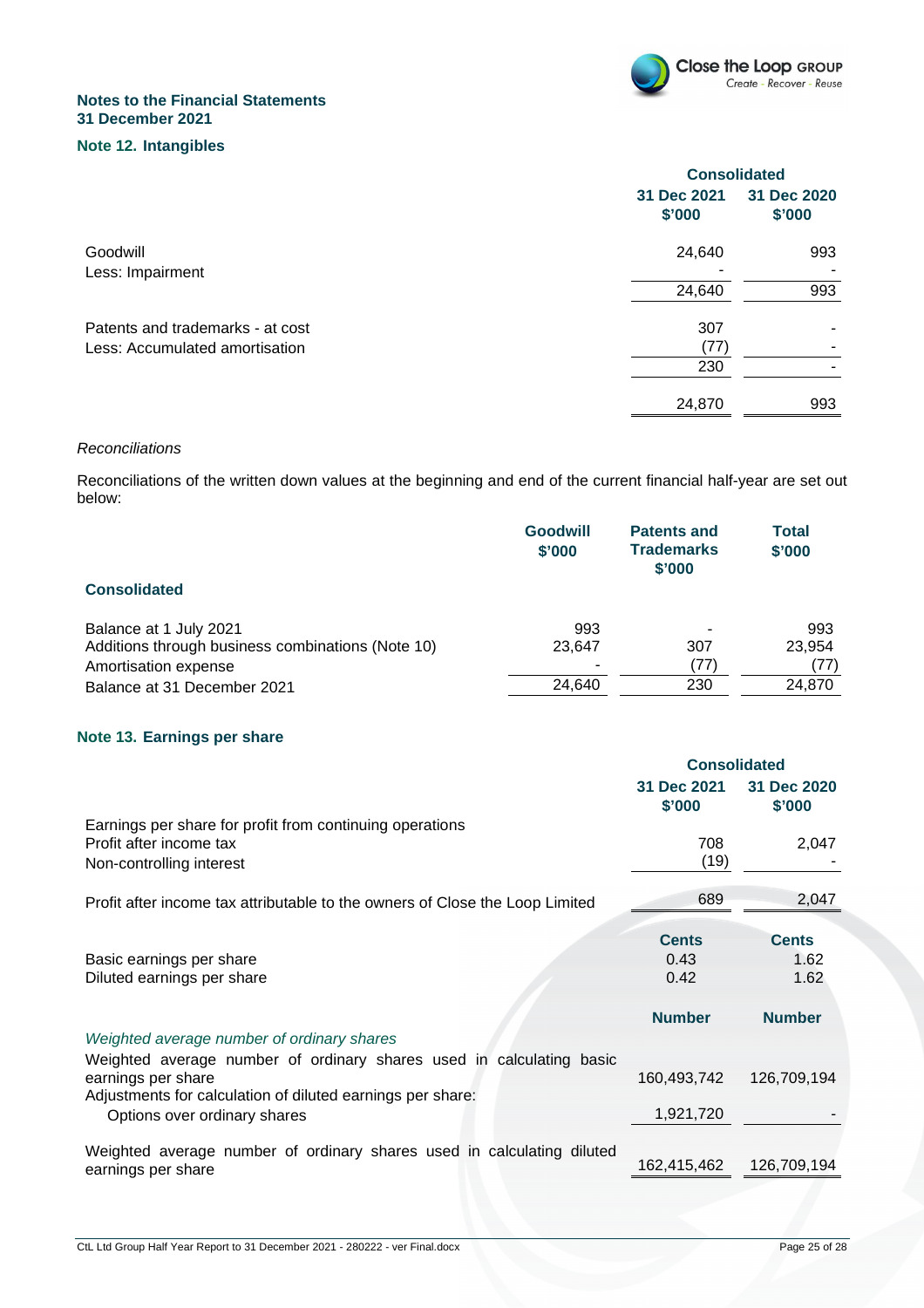## Notes to the Financial Statements
## 31 December 2021

### Note 12. Intangibles

| | Consolidated | |
|---|---|---|
| | 31 Dec 2021 $'000 | 31 Dec 2020 $'000 |
| Goodwill | 24,640 | 993 |
| Less: Impairment | - | - |
| | 24,640 | 993 |
| Patents and trademarks - at cost | 307 | - |
| Less: Accumulated amortisation | (77) | - |
| | 230 | - |
| | 24,870 | 993 |

*Reconciliations*

Reconciliations of the written down values at the beginning and end of the current financial half-year are set out below:

| Consolidated | Goodwill $'000 | Patents and Trademarks $'000 | Total $'000 |
|---|---|---|---|
| Balance at 1 July 2021 | 993 | - | 993 |
| Additions through business combinations (Note 10) | 23,647 | 307 | 23,954 |
| Amortisation expense | - | (77) | (77) |
| Balance at 31 December 2021 | 24,640 | 230 | 24,870 |

### Note 13. Earnings per share

| | Consolidated | |
|---|---|---|
| | 31 Dec 2021 $'000 | 31 Dec 2020 $'000 |
| Earnings per share for profit from continuing operations | | |
| Profit after income tax | 708 | 2,047 |
| Non-controlling interest | (19) | - |
| Profit after income tax attributable to the owners of Close the Loop Limited | 689 | 2,047 |
| | **Cents** | **Cents** |
| Basic earnings per share | 0.43 | 1.62 |
| Diluted earnings per share | 0.42 | 1.62 |
| | **Number** | **Number** |
| *Weighted average number of ordinary shares* | | |
| Weighted average number of ordinary shares used in calculating basic earnings per share | 160,493,742 | 126,709,194 |
| Adjustments for calculation of diluted earnings per share: | | |
| Options over ordinary shares | 1,921,720 | - |
| Weighted average number of ordinary shares used in calculating diluted earnings per share | 162,415,462 | 126,709,194 |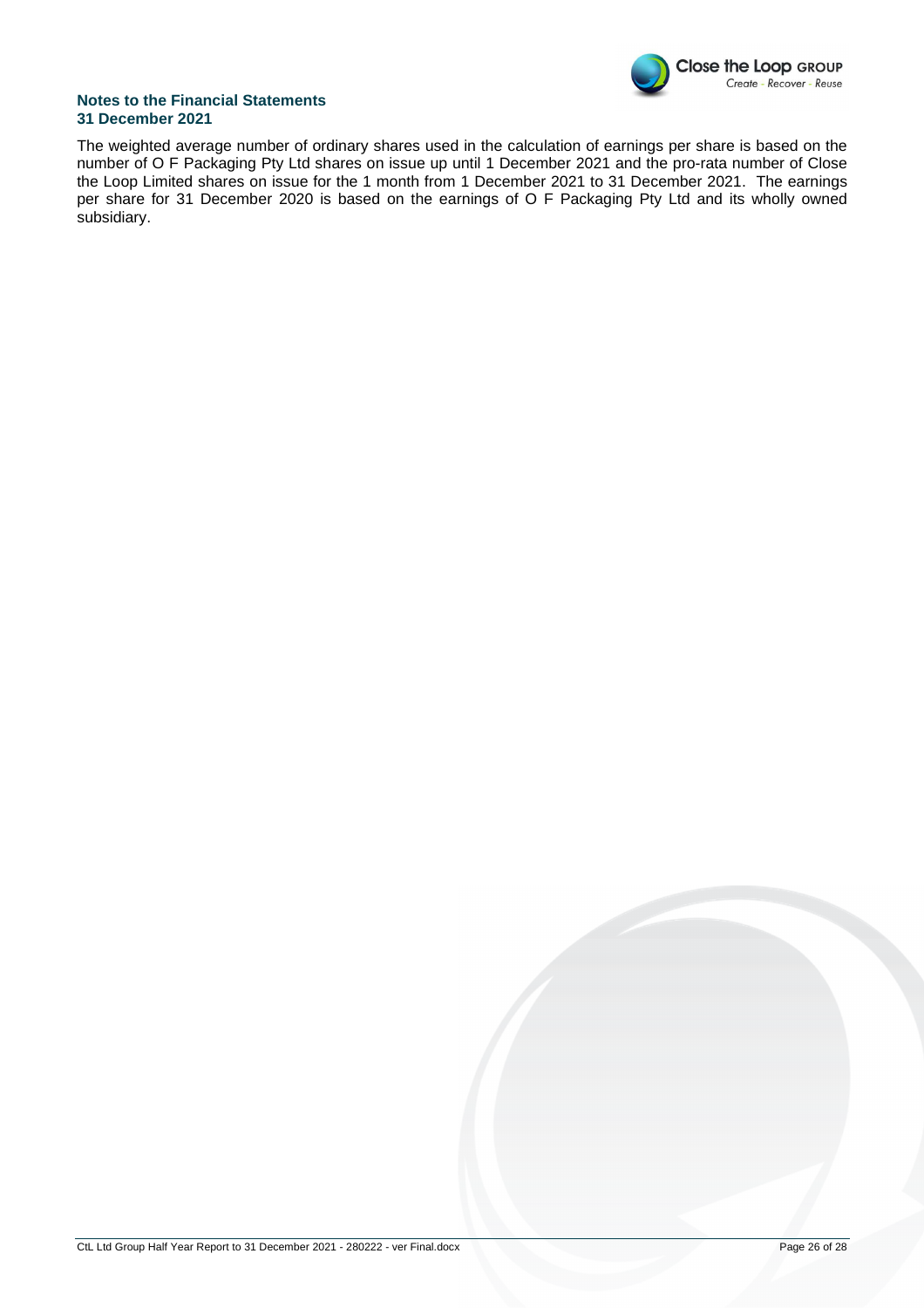The weighted average number of ordinary shares used in the calculation of earnings per share is based on the number of O F Packaging Pty Ltd shares on issue up until 1 December 2021 and the pro-rata number of Close the Loop Limited shares on issue for the 1 month from 1 December 2021 to 31 December 2021. The earnings per share for 31 December 2020 is based on the earnings of O F Packaging Pty Ltd and its wholly owned subsidiary.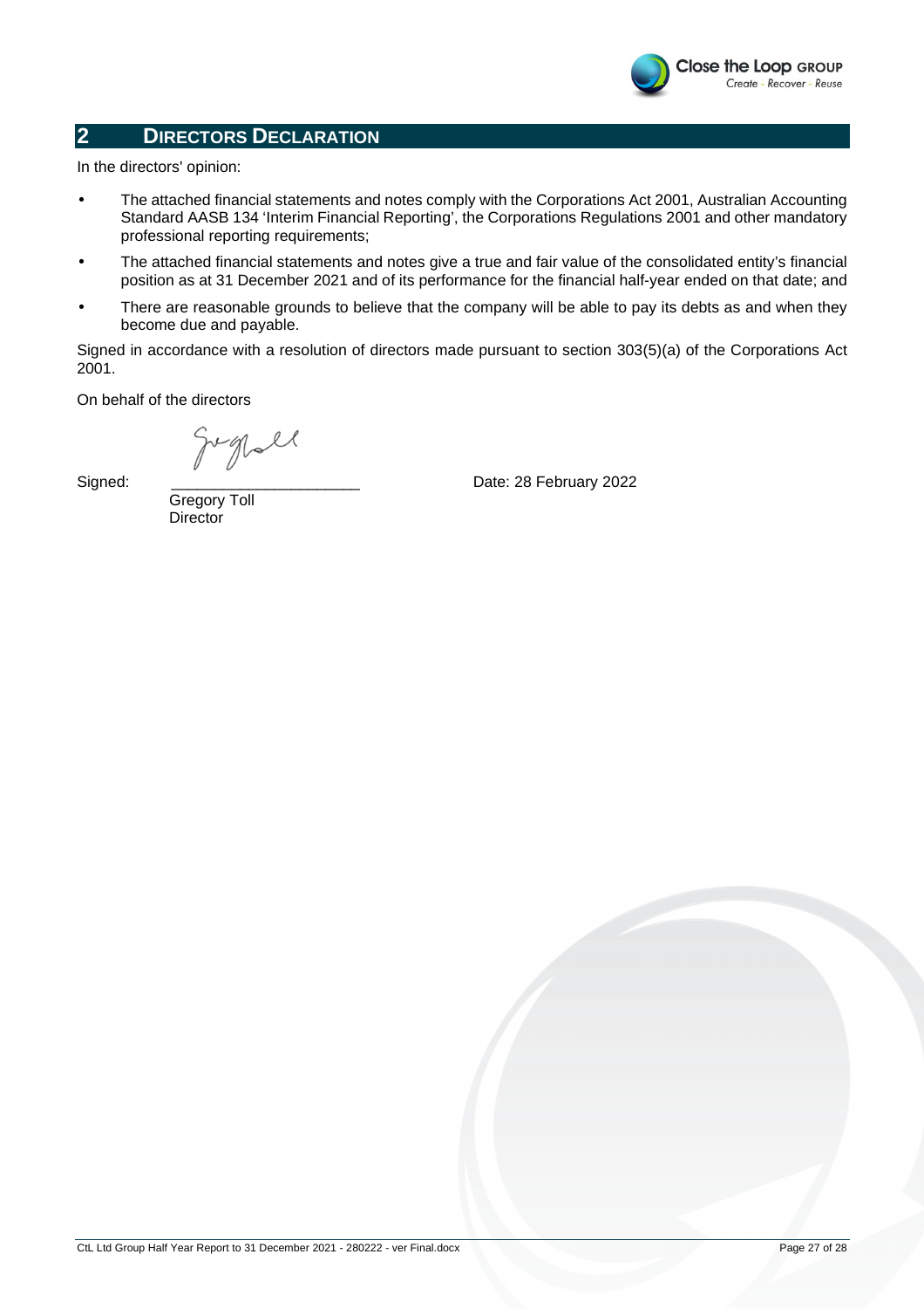## 2 DIRECTORS DECLARATION

In the directors' opinion:

- The attached financial statements and notes comply with the Corporations Act 2001, Australian Accounting Standard AASB 134 'Interim Financial Reporting', the Corporations Regulations 2001 and other mandatory professional reporting requirements;
- The attached financial statements and notes give a true and fair value of the consolidated entity's financial position as at 31 December 2021 and of its performance for the financial half-year ended on that date; and
- There are reasonable grounds to believe that the company will be able to pay its debts as and when they become due and payable.

Signed in accordance with a resolution of directors made pursuant to section 303(5)(a) of the Corporations Act 2001.

On behalf of the directors

Signed: ______________________ Date: 28 February 2022

Gregory Toll
Director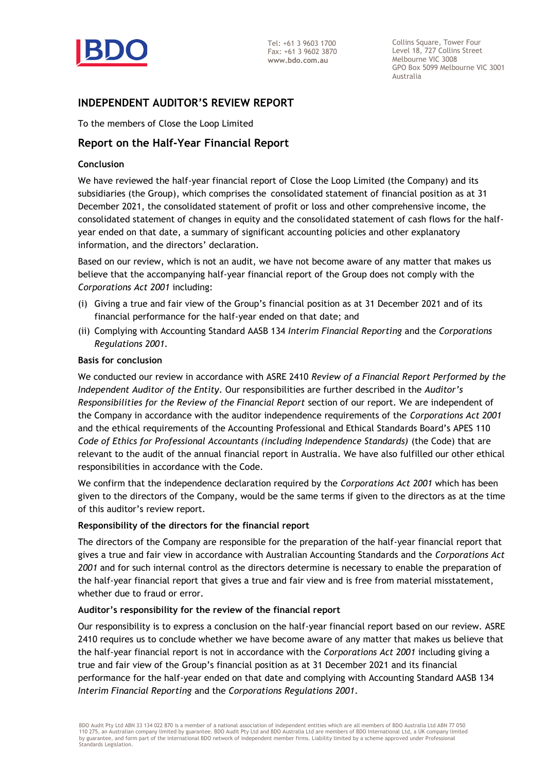# INDEPENDENT AUDITOR'S REVIEW REPORT

To the members of Close the Loop Limited

## Report on the Half-Year Financial Report

### Conclusion

We have reviewed the half-year financial report of Close the Loop Limited (the Company) and its subsidiaries (the Group), which comprises the consolidated statement of financial position as at 31 December 2021, the consolidated statement of profit or loss and other comprehensive income, the consolidated statement of changes in equity and the consolidated statement of cash flows for the half-year ended on that date, a summary of significant accounting policies and other explanatory information, and the directors' declaration.

Based on our review, which is not an audit, we have not become aware of any matter that makes us believe that the accompanying half-year financial report of the Group does not comply with the *Corporations Act 2001* including:

(i) Giving a true and fair view of the Group's financial position as at 31 December 2021 and of its financial performance for the half-year ended on that date; and

(ii) Complying with Accounting Standard AASB 134 *Interim Financial Reporting* and the *Corporations Regulations 2001*.

### Basis for conclusion

We conducted our review in accordance with ASRE 2410 *Review of a Financial Report Performed by the Independent Auditor of the Entity*. Our responsibilities are further described in the *Auditor's Responsibilities for the Review of the Financial Report* section of our report. We are independent of the Company in accordance with the auditor independence requirements of the *Corporations Act 2001* and the ethical requirements of the Accounting Professional and Ethical Standards Board's APES 110 *Code of Ethics for Professional Accountants (including Independence Standards)* (the Code) that are relevant to the audit of the annual financial report in Australia. We have also fulfilled our other ethical responsibilities in accordance with the Code.

We confirm that the independence declaration required by the *Corporations Act 2001* which has been given to the directors of the Company, would be the same terms if given to the directors as at the time of this auditor's review report.

### Responsibility of the directors for the financial report

The directors of the Company are responsible for the preparation of the half-year financial report that gives a true and fair view in accordance with Australian Accounting Standards and the *Corporations Act 2001* and for such internal control as the directors determine is necessary to enable the preparation of the half-year financial report that gives a true and fair view and is free from material misstatement, whether due to fraud or error.

### Auditor's responsibility for the review of the financial report

Our responsibility is to express a conclusion on the half-year financial report based on our review. ASRE 2410 requires us to conclude whether we have become aware of any matter that makes us believe that the half-year financial report is not in accordance with the *Corporations Act 2001* including giving a true and fair view of the Group's financial position as at 31 December 2021 and its financial performance for the half-year ended on that date and complying with Accounting Standard AASB 134 *Interim Financial Reporting* and the *Corporations Regulations 2001*.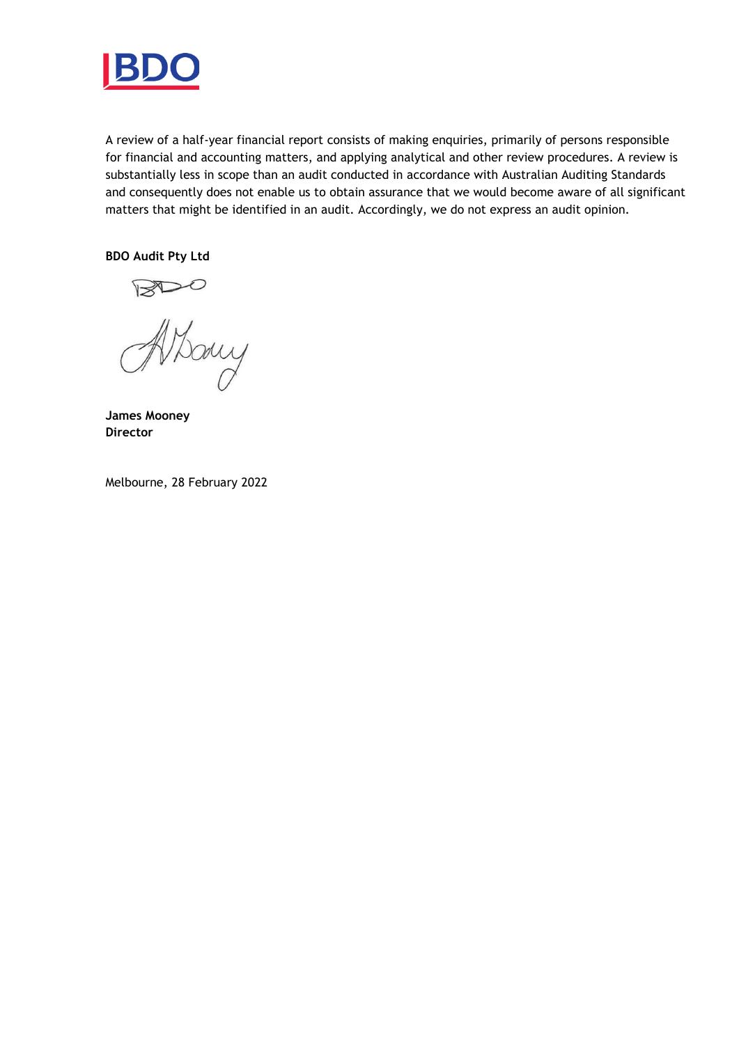A review of a half-year financial report consists of making enquiries, primarily of persons responsible for financial and accounting matters, and applying analytical and other review procedures. A review is substantially less in scope than an audit conducted in accordance with Australian Auditing Standards and consequently does not enable us to obtain assurance that we would become aware of all significant matters that might be identified in an audit. Accordingly, we do not express an audit opinion.

**BDO Audit Pty Ltd**

**James Mooney**
**Director**

Melbourne, 28 February 2022